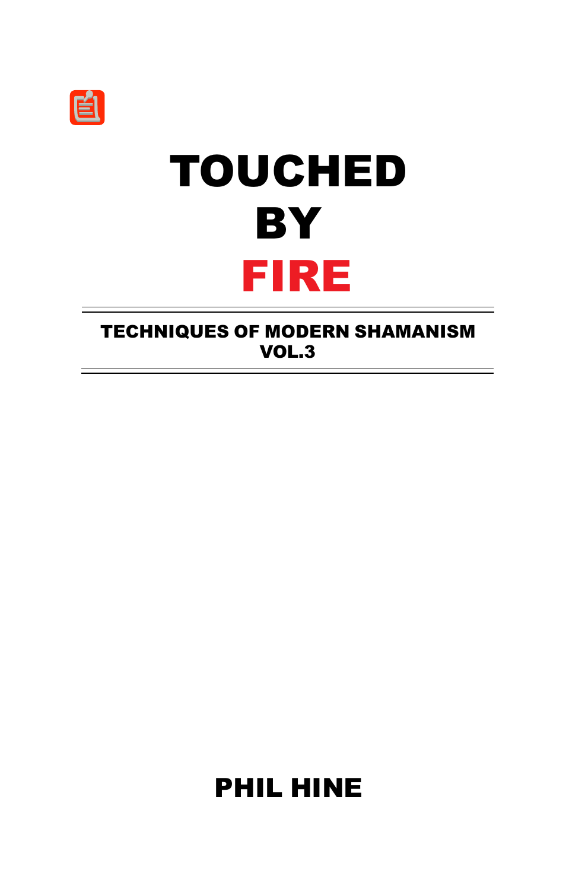# TOUCHED BY FIRE

## TECHNIQUES OF MODERN SHAMANISM VOL.3

**PHIL HINE**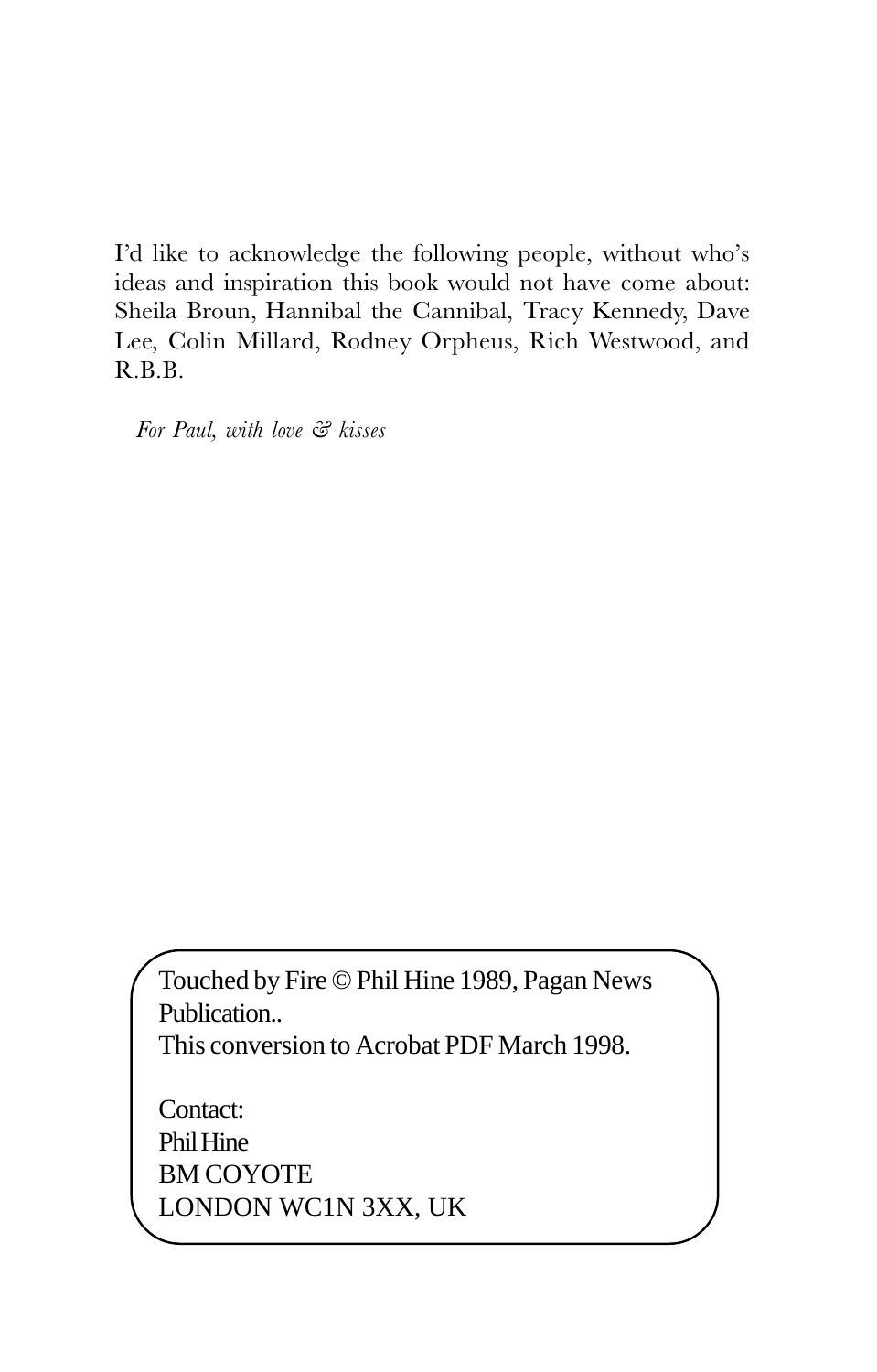I'd like to acknowledge the following people, without who's ideas and inspiration this book would not have come about: Sheila Broun, Hannibal the Cannibal, Tracy Kennedy, Dave Lee, Colin Millard, Rodney Orpheus, Rich Westwood, and R.B.B.

*For Paul, with love & kisses*

Touched by Fire © Phil Hine 1989, Pagan News Publication..
This conversion to Acrobat PDF March 1998.

Contact:
Phil Hine
BM COYOTE
LONDON WC1N 3XX, UK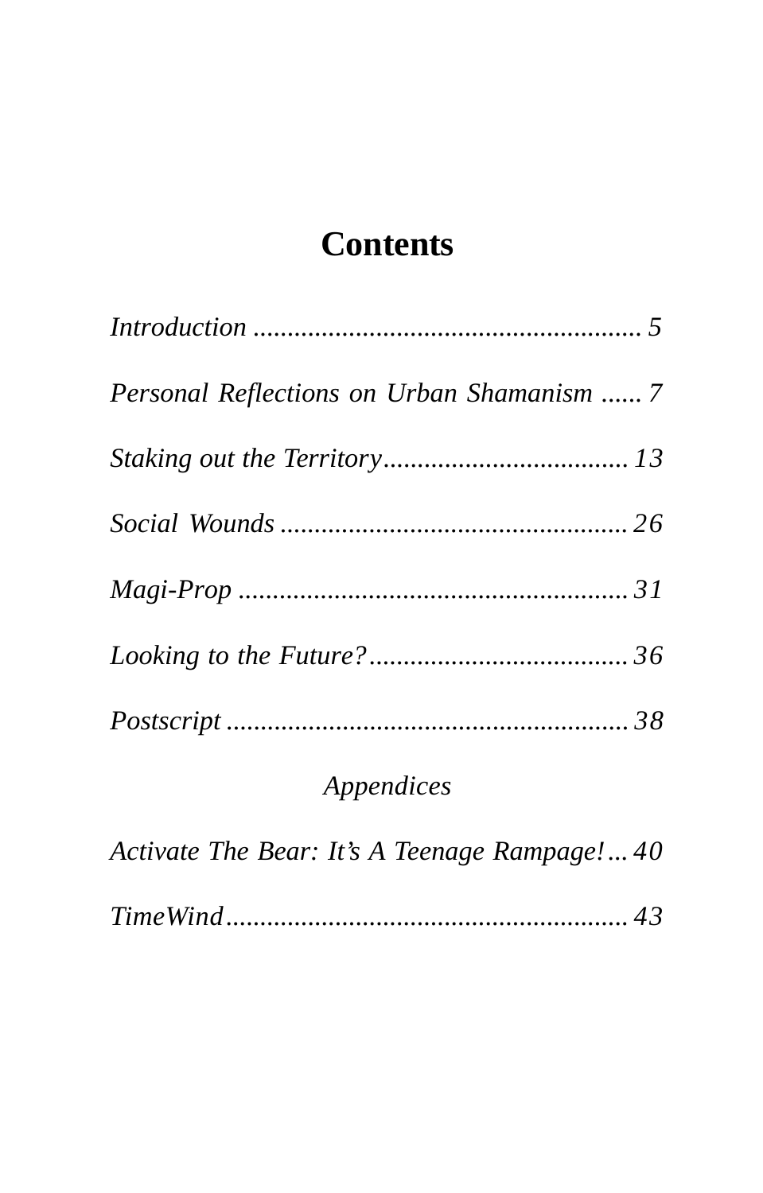# Contents

*Introduction* ........................................................ 5

*Personal Reflections on Urban Shamanism* ...... 7

*Staking out the Territory*.................................... 13

*Social Wounds* ................................................... 26

*Magi-Prop* ......................................................... 31

*Looking to the Future?*...................................... 36

*Postscript* ........................................................... 38

*Appendices*

*Activate The Bear: It's A Teenage Rampage!* ... 40

*TimeWind*........................................................... 43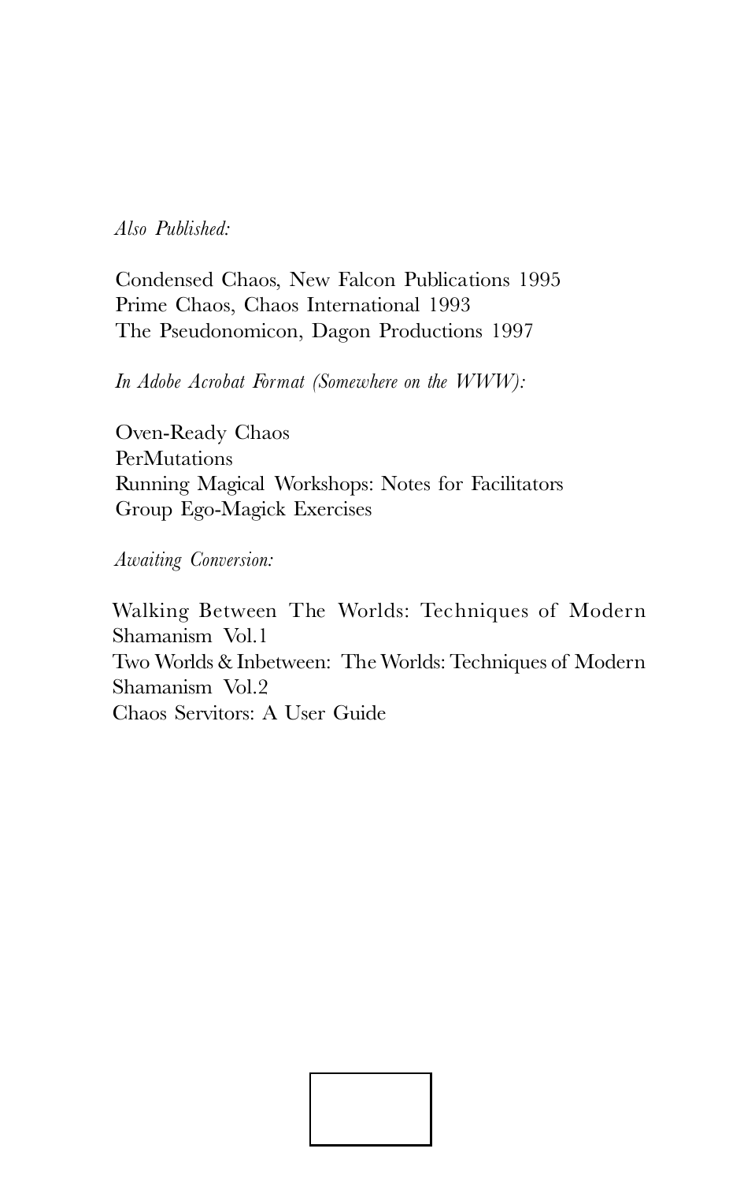*Also Published:*

Condensed Chaos, New Falcon Publications 1995
Prime Chaos, Chaos International 1993
The Pseudonomicon, Dagon Productions 1997

*In Adobe Acrobat Format (Somewhere on the WWW):*

Oven-Ready Chaos
PerMutations
Running Magical Workshops: Notes for Facilitators
Group Ego-Magick Exercises

*Awaiting Conversion:*

Walking Between The Worlds: Techniques of Modern Shamanism Vol.1
Two Worlds & Inbetween: The Worlds: Techniques of Modern Shamanism Vol.2
Chaos Servitors: A User Guide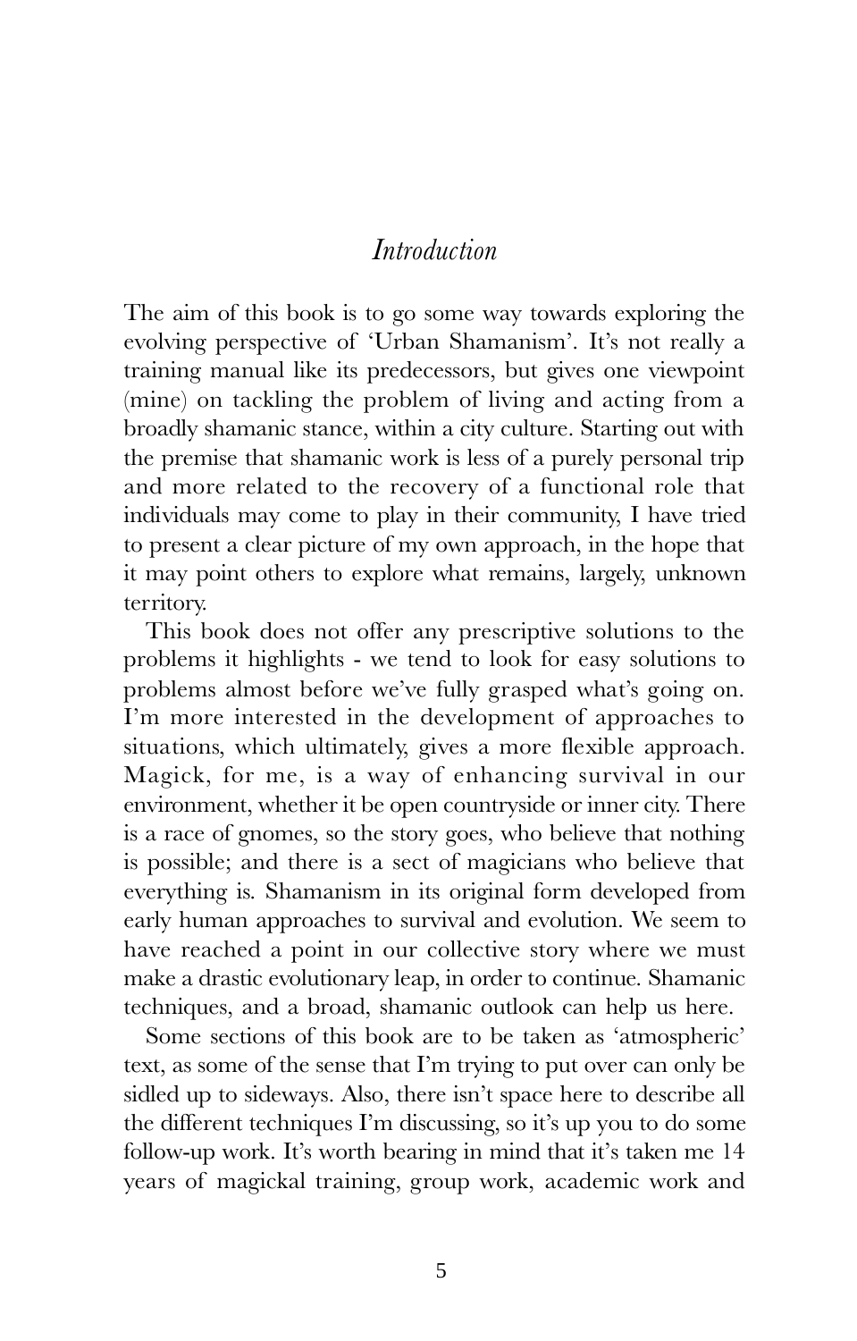# *Introduction*

The aim of this book is to go some way towards exploring the evolving perspective of 'Urban Shamanism'. It's not really a training manual like its predecessors, but gives one viewpoint (mine) on tackling the problem of living and acting from a broadly shamanic stance, within a city culture. Starting out with the premise that shamanic work is less of a purely personal trip and more related to the recovery of a functional role that individuals may come to play in their community, I have tried to present a clear picture of my own approach, in the hope that it may point others to explore what remains, largely, unknown territory.

This book does not offer any prescriptive solutions to the problems it highlights - we tend to look for easy solutions to problems almost before we've fully grasped what's going on. I'm more interested in the development of approaches to situations, which ultimately, gives a more flexible approach. Magick, for me, is a way of enhancing survival in our environment, whether it be open countryside or inner city. There is a race of gnomes, so the story goes, who believe that nothing is possible; and there is a sect of magicians who believe that everything is. Shamanism in its original form developed from early human approaches to survival and evolution. We seem to have reached a point in our collective story where we must make a drastic evolutionary leap, in order to continue. Shamanic techniques, and a broad, shamanic outlook can help us here.

Some sections of this book are to be taken as 'atmospheric' text, as some of the sense that I'm trying to put over can only be sidled up to sideways. Also, there isn't space here to describe all the different techniques I'm discussing, so it's up you to do some follow-up work. It's worth bearing in mind that it's taken me 14 years of magickal training, group work, academic work and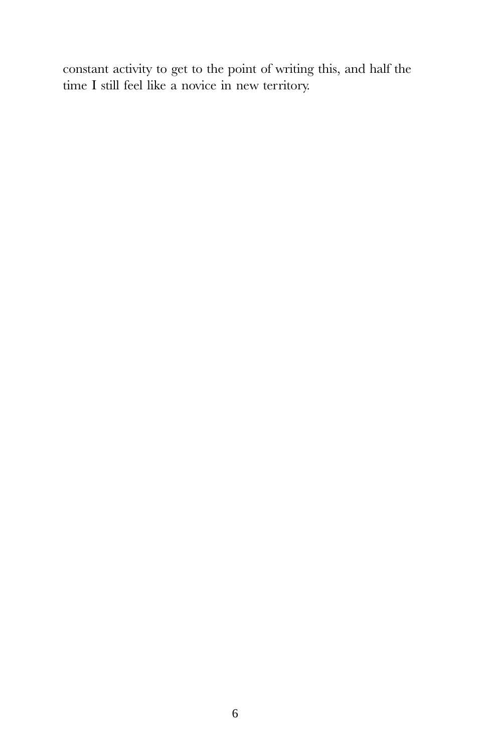constant activity to get to the point of writing this, and half the time I still feel like a novice in new territory.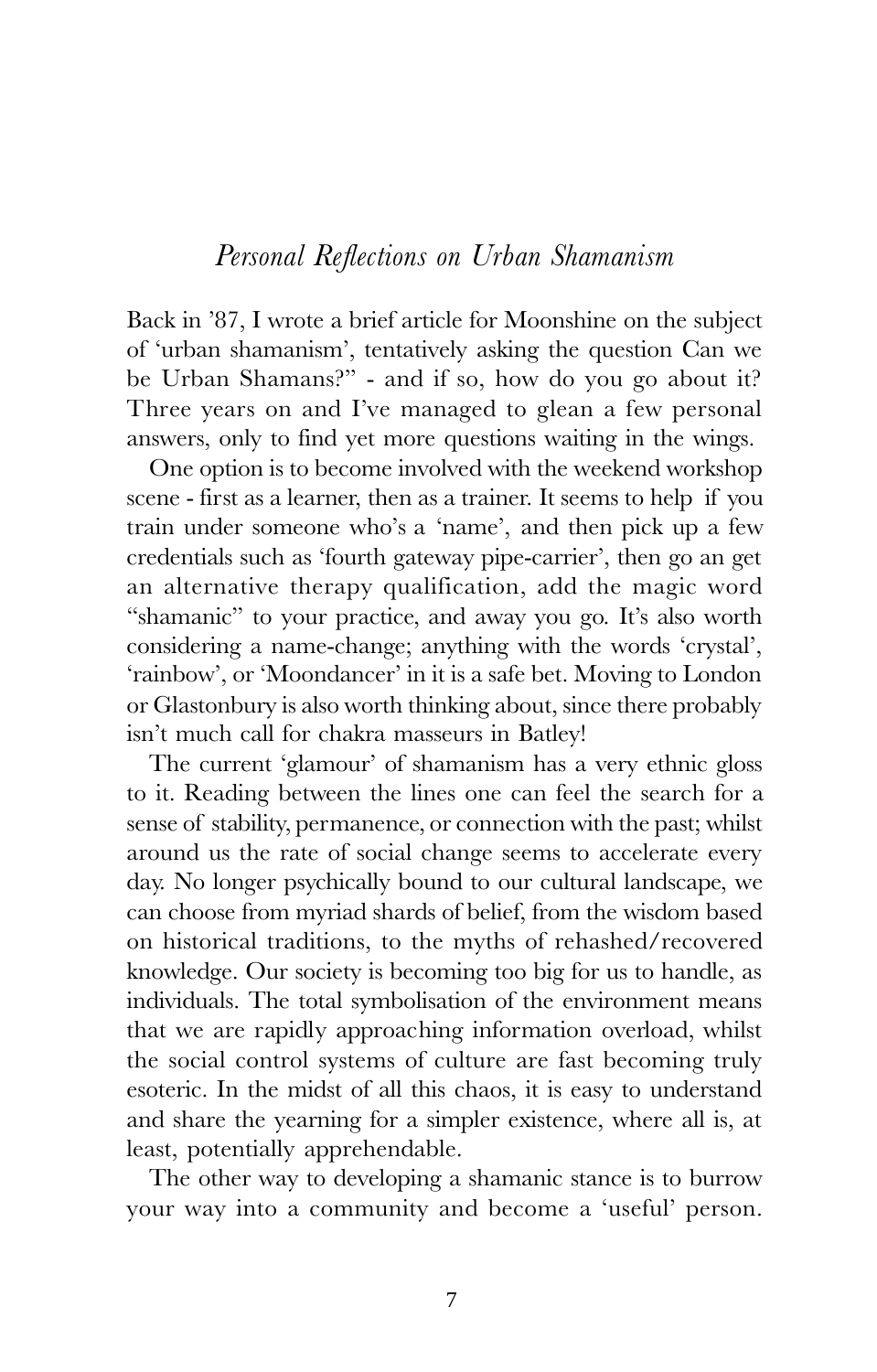## *Personal Reflections on Urban Shamanism*

Back in '87, I wrote a brief article for Moonshine on the subject of 'urban shamanism', tentatively asking the question Can we be Urban Shamans?" - and if so, how do you go about it? Three years on and I've managed to glean a few personal answers, only to find yet more questions waiting in the wings.

One option is to become involved with the weekend workshop scene - first as a learner, then as a trainer. It seems to help if you train under someone who's a 'name', and then pick up a few credentials such as 'fourth gateway pipe-carrier', then go an get an alternative therapy qualification, add the magic word "shamanic" to your practice, and away you go. It's also worth considering a name-change; anything with the words 'crystal', 'rainbow', or 'Moondancer' in it is a safe bet. Moving to London or Glastonbury is also worth thinking about, since there probably isn't much call for chakra masseurs in Batley!

The current 'glamour' of shamanism has a very ethnic gloss to it. Reading between the lines one can feel the search for a sense of stability, permanence, or connection with the past; whilst around us the rate of social change seems to accelerate every day. No longer psychically bound to our cultural landscape, we can choose from myriad shards of belief, from the wisdom based on historical traditions, to the myths of rehashed/recovered knowledge. Our society is becoming too big for us to handle, as individuals. The total symbolisation of the environment means that we are rapidly approaching information overload, whilst the social control systems of culture are fast becoming truly esoteric. In the midst of all this chaos, it is easy to understand and share the yearning for a simpler existence, where all is, at least, potentially apprehendable.

The other way to developing a shamanic stance is to burrow your way into a community and become a 'useful' person.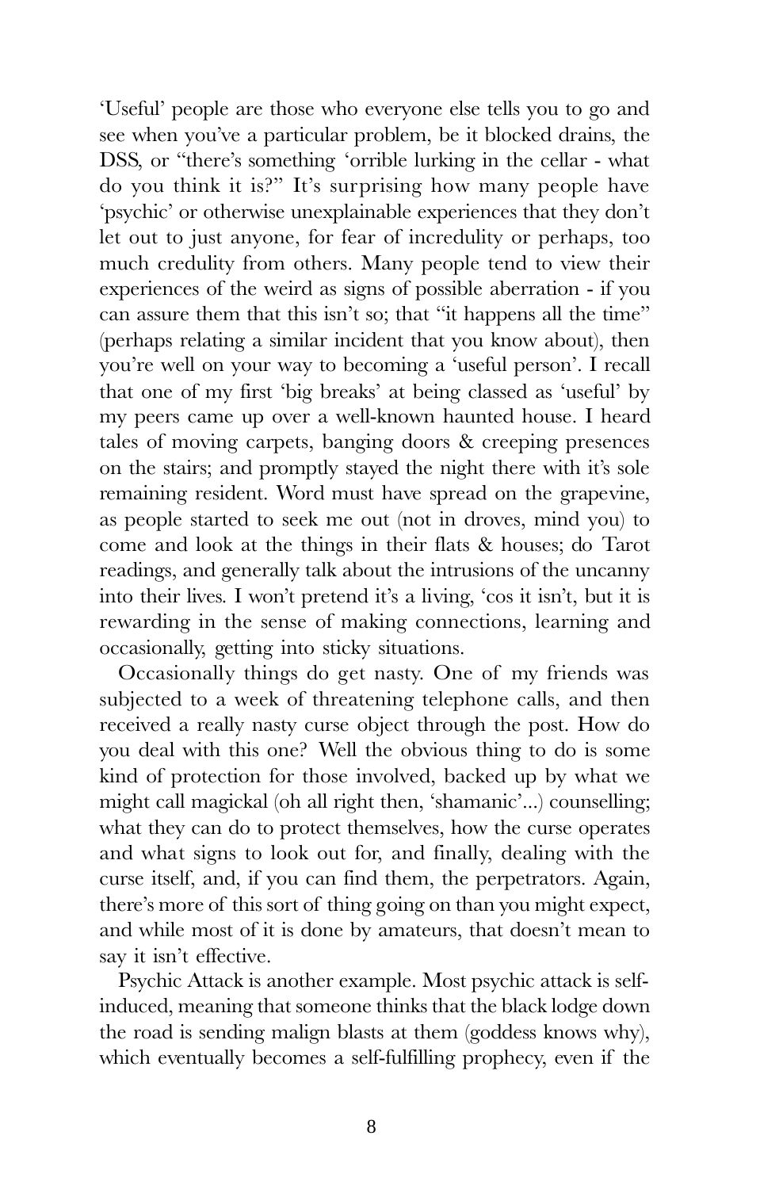'Useful' people are those who everyone else tells you to go and see when you've a particular problem, be it blocked drains, the DSS, or "there's something 'orrible lurking in the cellar - what do you think it is?" It's surprising how many people have 'psychic' or otherwise unexplainable experiences that they don't let out to just anyone, for fear of incredulity or perhaps, too much credulity from others. Many people tend to view their experiences of the weird as signs of possible aberration - if you can assure them that this isn't so; that "it happens all the time" (perhaps relating a similar incident that you know about), then you're well on your way to becoming a 'useful person'. I recall that one of my first 'big breaks' at being classed as 'useful' by my peers came up over a well-known haunted house. I heard tales of moving carpets, banging doors & creeping presences on the stairs; and promptly stayed the night there with it's sole remaining resident. Word must have spread on the grapevine, as people started to seek me out (not in droves, mind you) to come and look at the things in their flats & houses; do Tarot readings, and generally talk about the intrusions of the uncanny into their lives. I won't pretend it's a living, 'cos it isn't, but it is rewarding in the sense of making connections, learning and occasionally, getting into sticky situations.

Occasionally things do get nasty. One of my friends was subjected to a week of threatening telephone calls, and then received a really nasty curse object through the post. How do you deal with this one? Well the obvious thing to do is some kind of protection for those involved, backed up by what we might call magickal (oh all right then, 'shamanic'...) counselling; what they can do to protect themselves, how the curse operates and what signs to look out for, and finally, dealing with the curse itself, and, if you can find them, the perpetrators. Again, there's more of this sort of thing going on than you might expect, and while most of it is done by amateurs, that doesn't mean to say it isn't effective.

Psychic Attack is another example. Most psychic attack is self-induced, meaning that someone thinks that the black lodge down the road is sending malign blasts at them (goddess knows why), which eventually becomes a self-fulfilling prophecy, even if the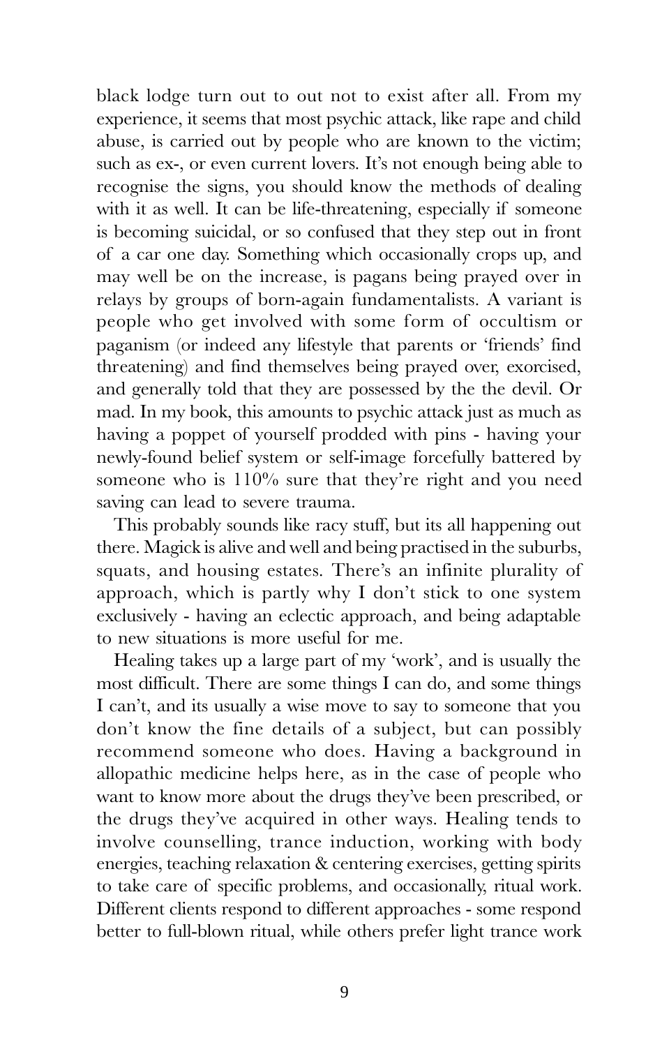black lodge turn out to out not to exist after all. From my experience, it seems that most psychic attack, like rape and child abuse, is carried out by people who are known to the victim; such as ex-, or even current lovers. It's not enough being able to recognise the signs, you should know the methods of dealing with it as well. It can be life-threatening, especially if someone is becoming suicidal, or so confused that they step out in front of a car one day. Something which occasionally crops up, and may well be on the increase, is pagans being prayed over in relays by groups of born-again fundamentalists. A variant is people who get involved with some form of occultism or paganism (or indeed any lifestyle that parents or 'friends' find threatening) and find themselves being prayed over, exorcised, and generally told that they are possessed by the the devil. Or mad. In my book, this amounts to psychic attack just as much as having a poppet of yourself prodded with pins - having your newly-found belief system or self-image forcefully battered by someone who is 110% sure that they're right and you need saving can lead to severe trauma.

This probably sounds like racy stuff, but its all happening out there. Magick is alive and well and being practised in the suburbs, squats, and housing estates. There's an infinite plurality of approach, which is partly why I don't stick to one system exclusively - having an eclectic approach, and being adaptable to new situations is more useful for me.

Healing takes up a large part of my 'work', and is usually the most difficult. There are some things I can do, and some things I can't, and its usually a wise move to say to someone that you don't know the fine details of a subject, but can possibly recommend someone who does. Having a background in allopathic medicine helps here, as in the case of people who want to know more about the drugs they've been prescribed, or the drugs they've acquired in other ways. Healing tends to involve counselling, trance induction, working with body energies, teaching relaxation & centering exercises, getting spirits to take care of specific problems, and occasionally, ritual work. Different clients respond to different approaches - some respond better to full-blown ritual, while others prefer light trance work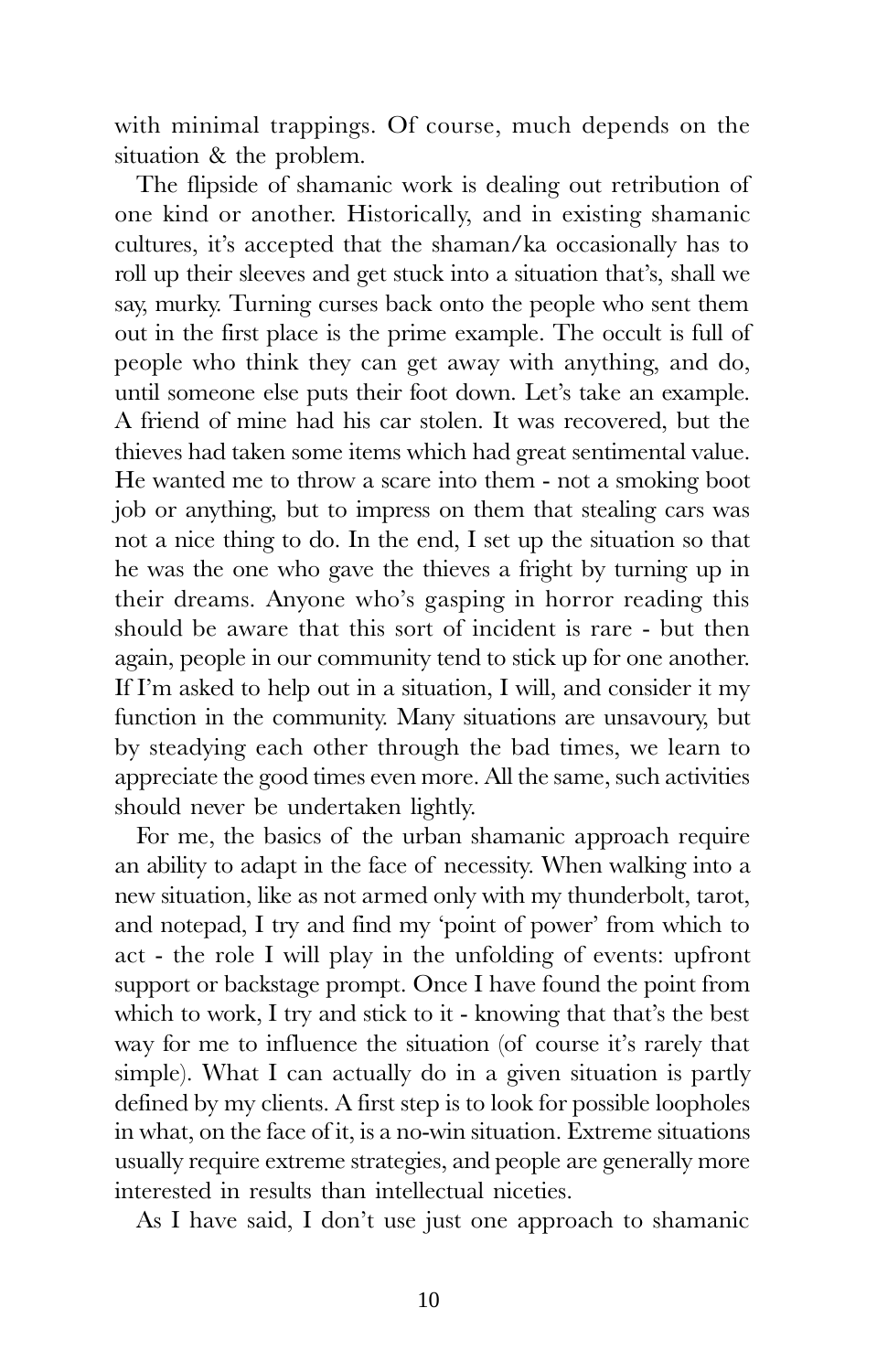with minimal trappings. Of course, much depends on the situation & the problem.

The flipside of shamanic work is dealing out retribution of one kind or another. Historically, and in existing shamanic cultures, it's accepted that the shaman/ka occasionally has to roll up their sleeves and get stuck into a situation that's, shall we say, murky. Turning curses back onto the people who sent them out in the first place is the prime example. The occult is full of people who think they can get away with anything, and do, until someone else puts their foot down. Let's take an example. A friend of mine had his car stolen. It was recovered, but the thieves had taken some items which had great sentimental value. He wanted me to throw a scare into them - not a smoking boot job or anything, but to impress on them that stealing cars was not a nice thing to do. In the end, I set up the situation so that he was the one who gave the thieves a fright by turning up in their dreams. Anyone who's gasping in horror reading this should be aware that this sort of incident is rare - but then again, people in our community tend to stick up for one another. If I'm asked to help out in a situation, I will, and consider it my function in the community. Many situations are unsavoury, but by steadying each other through the bad times, we learn to appreciate the good times even more. All the same, such activities should never be undertaken lightly.

For me, the basics of the urban shamanic approach require an ability to adapt in the face of necessity. When walking into a new situation, like as not armed only with my thunderbolt, tarot, and notepad, I try and find my 'point of power' from which to act - the role I will play in the unfolding of events: upfront support or backstage prompt. Once I have found the point from which to work, I try and stick to it - knowing that that's the best way for me to influence the situation (of course it's rarely that simple). What I can actually do in a given situation is partly defined by my clients. A first step is to look for possible loopholes in what, on the face of it, is a no-win situation. Extreme situations usually require extreme strategies, and people are generally more interested in results than intellectual niceties.

As I have said, I don't use just one approach to shamanic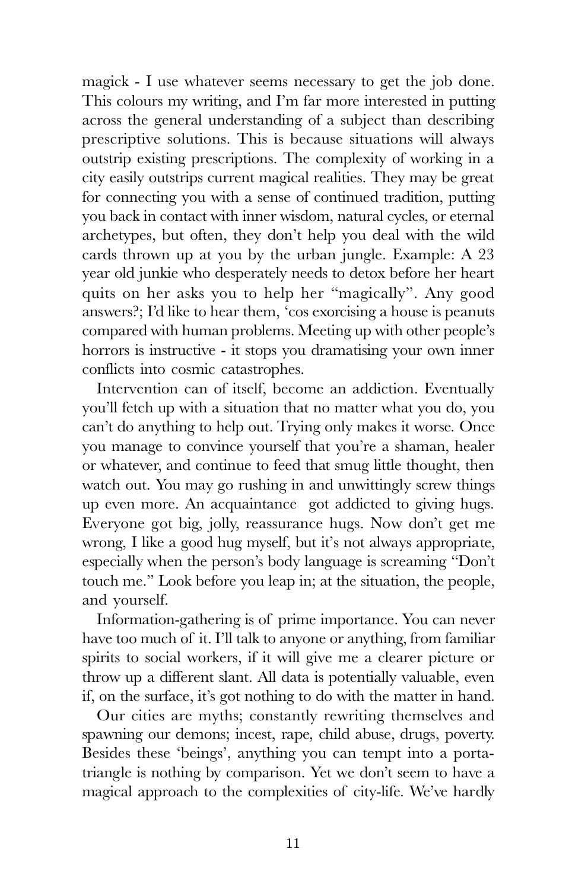magick - I use whatever seems necessary to get the job done. This colours my writing, and I'm far more interested in putting across the general understanding of a subject than describing prescriptive solutions. This is because situations will always outstrip existing prescriptions. The complexity of working in a city easily outstrips current magical realities. They may be great for connecting you with a sense of continued tradition, putting you back in contact with inner wisdom, natural cycles, or eternal archetypes, but often, they don't help you deal with the wild cards thrown up at you by the urban jungle. Example: A 23 year old junkie who desperately needs to detox before her heart quits on her asks you to help her "magically". Any good answers?; I'd like to hear them, 'cos exorcising a house is peanuts compared with human problems. Meeting up with other people's horrors is instructive - it stops you dramatising your own inner conflicts into cosmic catastrophes.

Intervention can of itself, become an addiction. Eventually you'll fetch up with a situation that no matter what you do, you can't do anything to help out. Trying only makes it worse. Once you manage to convince yourself that you're a shaman, healer or whatever, and continue to feed that smug little thought, then watch out. You may go rushing in and unwittingly screw things up even more. An acquaintance got addicted to giving hugs. Everyone got big, jolly, reassurance hugs. Now don't get me wrong, I like a good hug myself, but it's not always appropriate, especially when the person's body language is screaming "Don't touch me." Look before you leap in; at the situation, the people, and yourself.

Information-gathering is of prime importance. You can never have too much of it. I'll talk to anyone or anything, from familiar spirits to social workers, if it will give me a clearer picture or throw up a different slant. All data is potentially valuable, even if, on the surface, it's got nothing to do with the matter in hand.

Our cities are myths; constantly rewriting themselves and spawning our demons; incest, rape, child abuse, drugs, poverty. Besides these 'beings', anything you can tempt into a porta-triangle is nothing by comparison. Yet we don't seem to have a magical approach to the complexities of city-life. We've hardly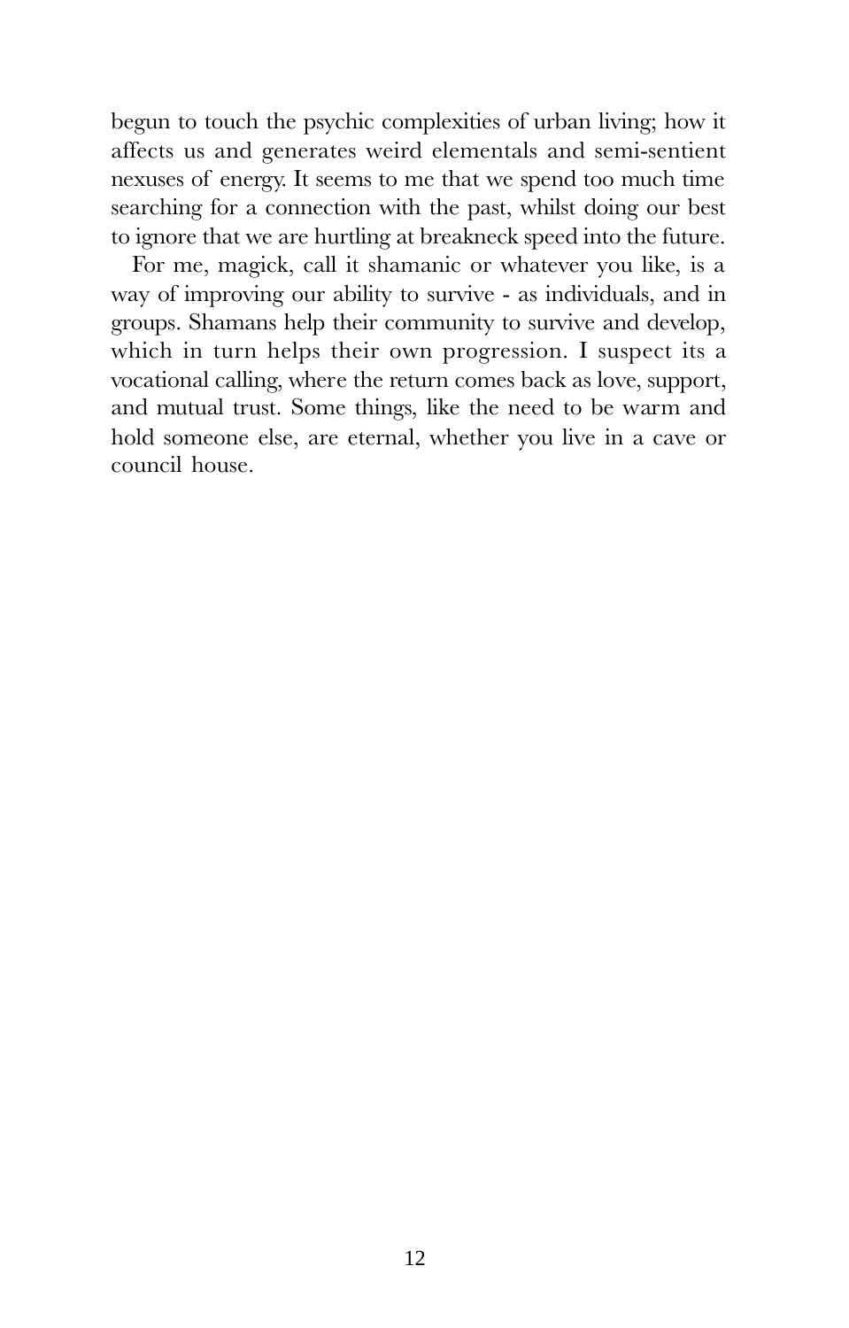begun to touch the psychic complexities of urban living; how it affects us and generates weird elementals and semi-sentient nexuses of energy. It seems to me that we spend too much time searching for a connection with the past, whilst doing our best to ignore that we are hurtling at breakneck speed into the future.

For me, magick, call it shamanic or whatever you like, is a way of improving our ability to survive - as individuals, and in groups. Shamans help their community to survive and develop, which in turn helps their own progression. I suspect its a vocational calling, where the return comes back as love, support, and mutual trust. Some things, like the need to be warm and hold someone else, are eternal, whether you live in a cave or council house.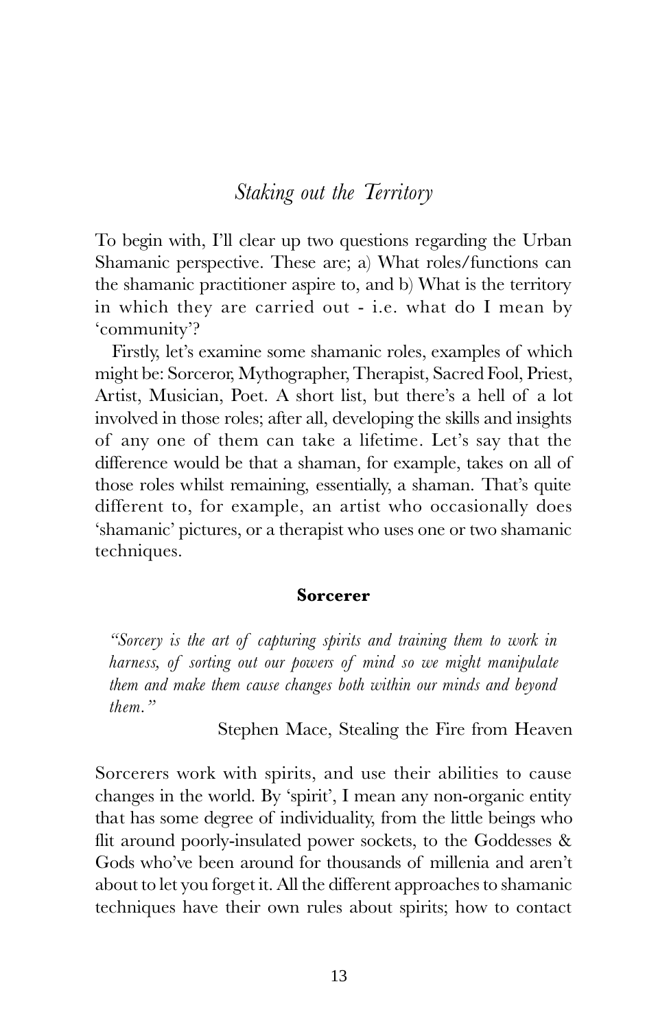## *Staking out the Territory*

To begin with, I'll clear up two questions regarding the Urban Shamanic perspective. These are; a) What roles/functions can the shamanic practitioner aspire to, and b) What is the territory in which they are carried out - i.e. what do I mean by 'community'?

Firstly, let's examine some shamanic roles, examples of which might be: Sorceror, Mythographer, Therapist, Sacred Fool, Priest, Artist, Musician, Poet. A short list, but there's a hell of a lot involved in those roles; after all, developing the skills and insights of any one of them can take a lifetime. Let's say that the difference would be that a shaman, for example, takes on all of those roles whilst remaining, essentially, a shaman. That's quite different to, for example, an artist who occasionally does 'shamanic' pictures, or a therapist who uses one or two shamanic techniques.

### Sorcerer

> *"Sorcery is the art of capturing spirits and training them to work in harness, of sorting out our powers of mind so we might manipulate them and make them cause changes both within our minds and beyond them."*
>
> Stephen Mace, Stealing the Fire from Heaven

Sorcerers work with spirits, and use their abilities to cause changes in the world. By 'spirit', I mean any non-organic entity that has some degree of individuality, from the little beings who flit around poorly-insulated power sockets, to the Goddesses & Gods who've been around for thousands of millenia and aren't about to let you forget it. All the different approaches to shamanic techniques have their own rules about spirits; how to contact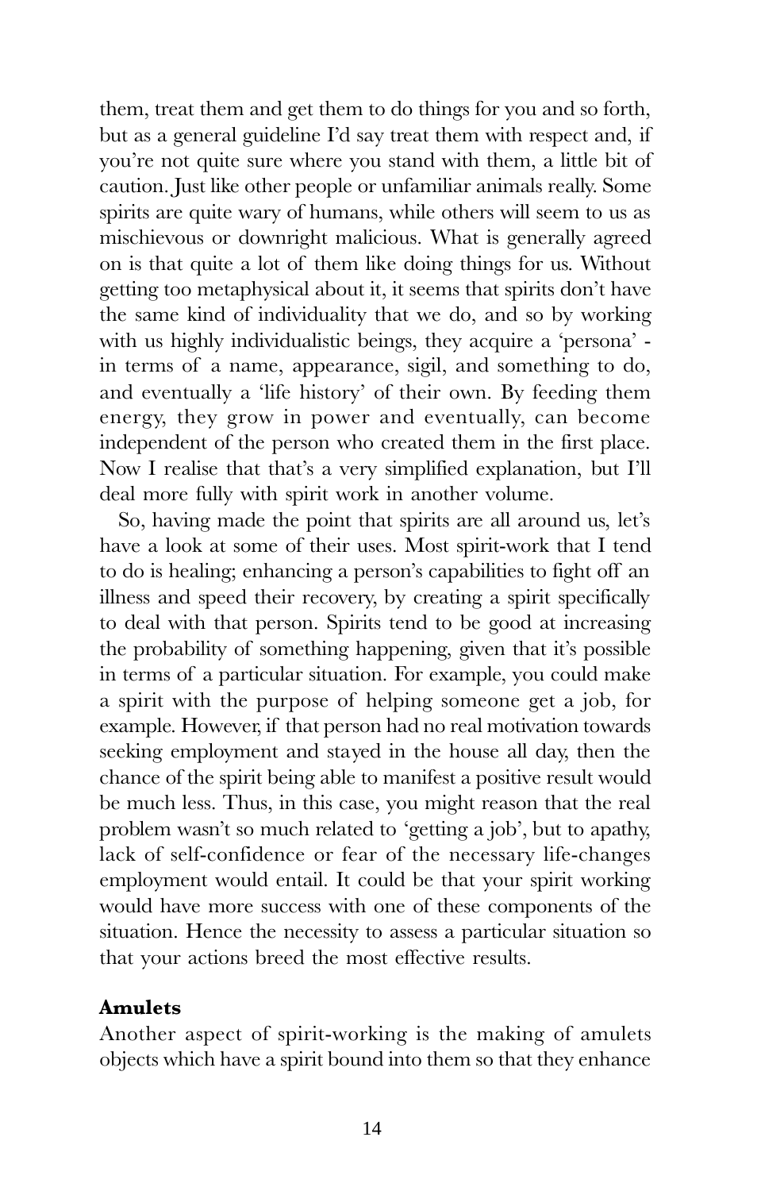them, treat them and get them to do things for you and so forth, but as a general guideline I'd say treat them with respect and, if you're not quite sure where you stand with them, a little bit of caution. Just like other people or unfamiliar animals really. Some spirits are quite wary of humans, while others will seem to us as mischievous or downright malicious. What is generally agreed on is that quite a lot of them like doing things for us. Without getting too metaphysical about it, it seems that spirits don't have the same kind of individuality that we do, and so by working with us highly individualistic beings, they acquire a 'persona' - in terms of a name, appearance, sigil, and something to do, and eventually a 'life history' of their own. By feeding them energy, they grow in power and eventually, can become independent of the person who created them in the first place. Now I realise that that's a very simplified explanation, but I'll deal more fully with spirit work in another volume.

So, having made the point that spirits are all around us, let's have a look at some of their uses. Most spirit-work that I tend to do is healing; enhancing a person's capabilities to fight off an illness and speed their recovery, by creating a spirit specifically to deal with that person. Spirits tend to be good at increasing the probability of something happening, given that it's possible in terms of a particular situation. For example, you could make a spirit with the purpose of helping someone get a job, for example. However, if that person had no real motivation towards seeking employment and stayed in the house all day, then the chance of the spirit being able to manifest a positive result would be much less. Thus, in this case, you might reason that the real problem wasn't so much related to 'getting a job', but to apathy, lack of self-confidence or fear of the necessary life-changes employment would entail. It could be that your spirit working would have more success with one of these components of the situation. Hence the necessity to assess a particular situation so that your actions breed the most effective results.

### Amulets

Another aspect of spirit-working is the making of amulets objects which have a spirit bound into them so that they enhance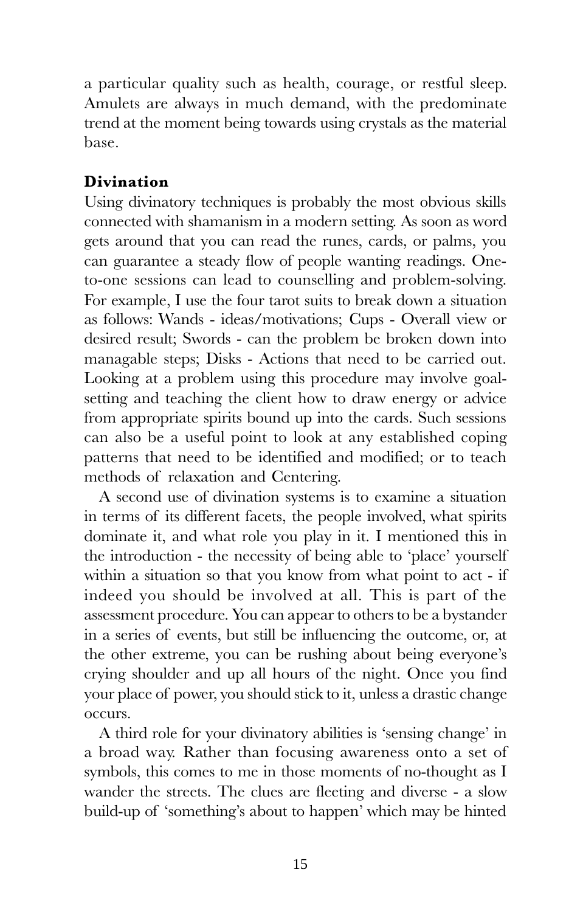a particular quality such as health, courage, or restful sleep. Amulets are always in much demand, with the predominate trend at the moment being towards using crystals as the material base.

**Divination**

Using divinatory techniques is probably the most obvious skills connected with shamanism in a modern setting. As soon as word gets around that you can read the runes, cards, or palms, you can guarantee a steady flow of people wanting readings. One-to-one sessions can lead to counselling and problem-solving. For example, I use the four tarot suits to break down a situation as follows: Wands - ideas/motivations; Cups - Overall view or desired result; Swords - can the problem be broken down into managable steps; Disks - Actions that need to be carried out. Looking at a problem using this procedure may involve goal-setting and teaching the client how to draw energy or advice from appropriate spirits bound up into the cards. Such sessions can also be a useful point to look at any established coping patterns that need to be identified and modified; or to teach methods of relaxation and Centering.

A second use of divination systems is to examine a situation in terms of its different facets, the people involved, what spirits dominate it, and what role you play in it. I mentioned this in the introduction - the necessity of being able to 'place' yourself within a situation so that you know from what point to act - if indeed you should be involved at all. This is part of the assessment procedure. You can appear to others to be a bystander in a series of events, but still be influencing the outcome, or, at the other extreme, you can be rushing about being everyone's crying shoulder and up all hours of the night. Once you find your place of power, you should stick to it, unless a drastic change occurs.

A third role for your divinatory abilities is 'sensing change' in a broad way. Rather than focusing awareness onto a set of symbols, this comes to me in those moments of no-thought as I wander the streets. The clues are fleeting and diverse - a slow build-up of 'something's about to happen' which may be hinted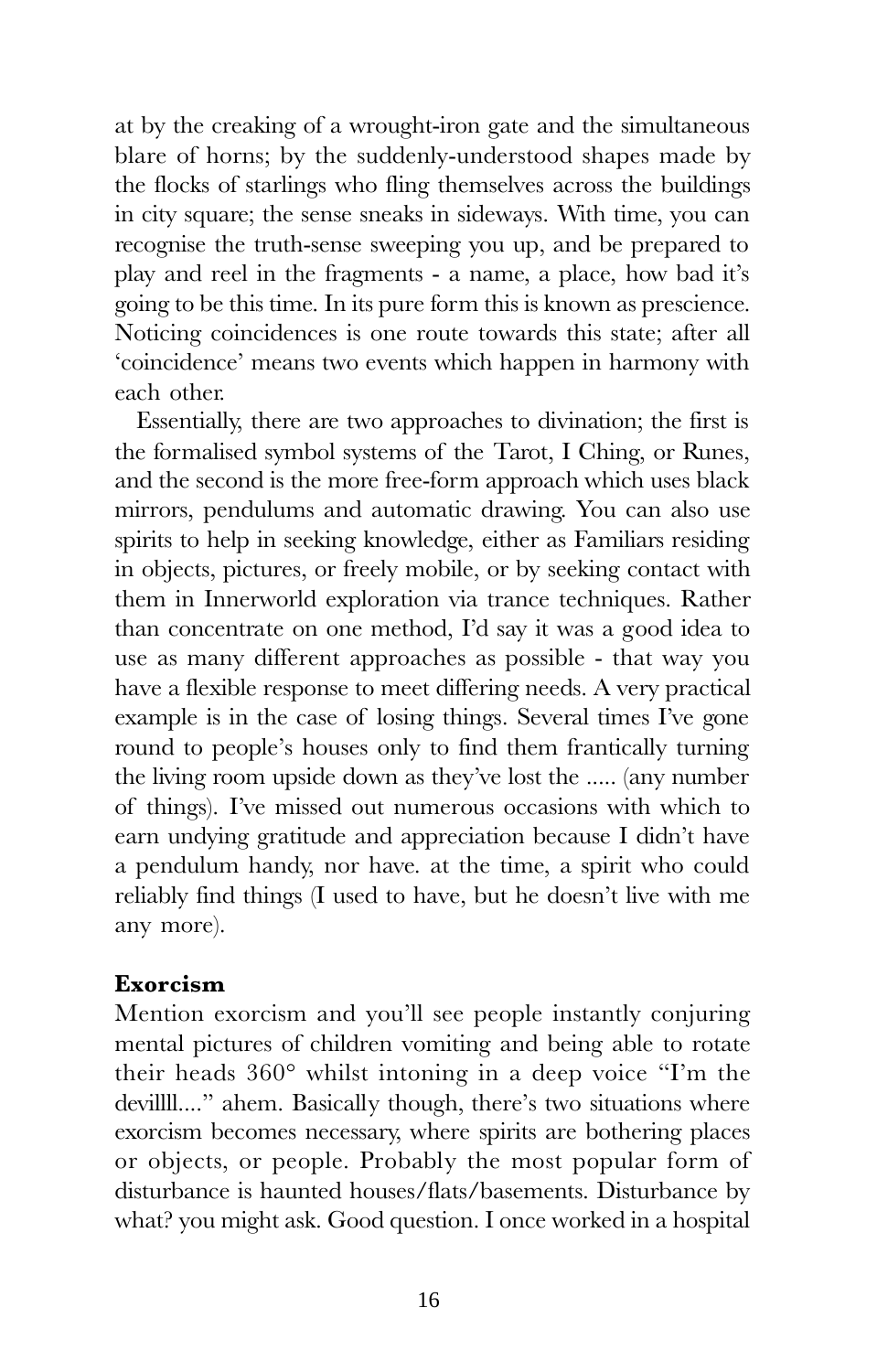at by the creaking of a wrought-iron gate and the simultaneous blare of horns; by the suddenly-understood shapes made by the flocks of starlings who fling themselves across the buildings in city square; the sense sneaks in sideways. With time, you can recognise the truth-sense sweeping you up, and be prepared to play and reel in the fragments - a name, a place, how bad it's going to be this time. In its pure form this is known as prescience. Noticing coincidences is one route towards this state; after all 'coincidence' means two events which happen in harmony with each other.

Essentially, there are two approaches to divination; the first is the formalised symbol systems of the Tarot, I Ching, or Runes, and the second is the more free-form approach which uses black mirrors, pendulums and automatic drawing. You can also use spirits to help in seeking knowledge, either as Familiars residing in objects, pictures, or freely mobile, or by seeking contact with them in Innerworld exploration via trance techniques. Rather than concentrate on one method, I'd say it was a good idea to use as many different approaches as possible - that way you have a flexible response to meet differing needs. A very practical example is in the case of losing things. Several times I've gone round to people's houses only to find them frantically turning the living room upside down as they've lost the ..... (any number of things). I've missed out numerous occasions with which to earn undying gratitude and appreciation because I didn't have a pendulum handy, nor have. at the time, a spirit who could reliably find things (I used to have, but he doesn't live with me any more).

**Exorcism**

Mention exorcism and you'll see people instantly conjuring mental pictures of children vomiting and being able to rotate their heads 360° whilst intoning in a deep voice "I'm the devillll...." ahem. Basically though, there's two situations where exorcism becomes necessary, where spirits are bothering places or objects, or people. Probably the most popular form of disturbance is haunted houses/flats/basements. Disturbance by what? you might ask. Good question. I once worked in a hospital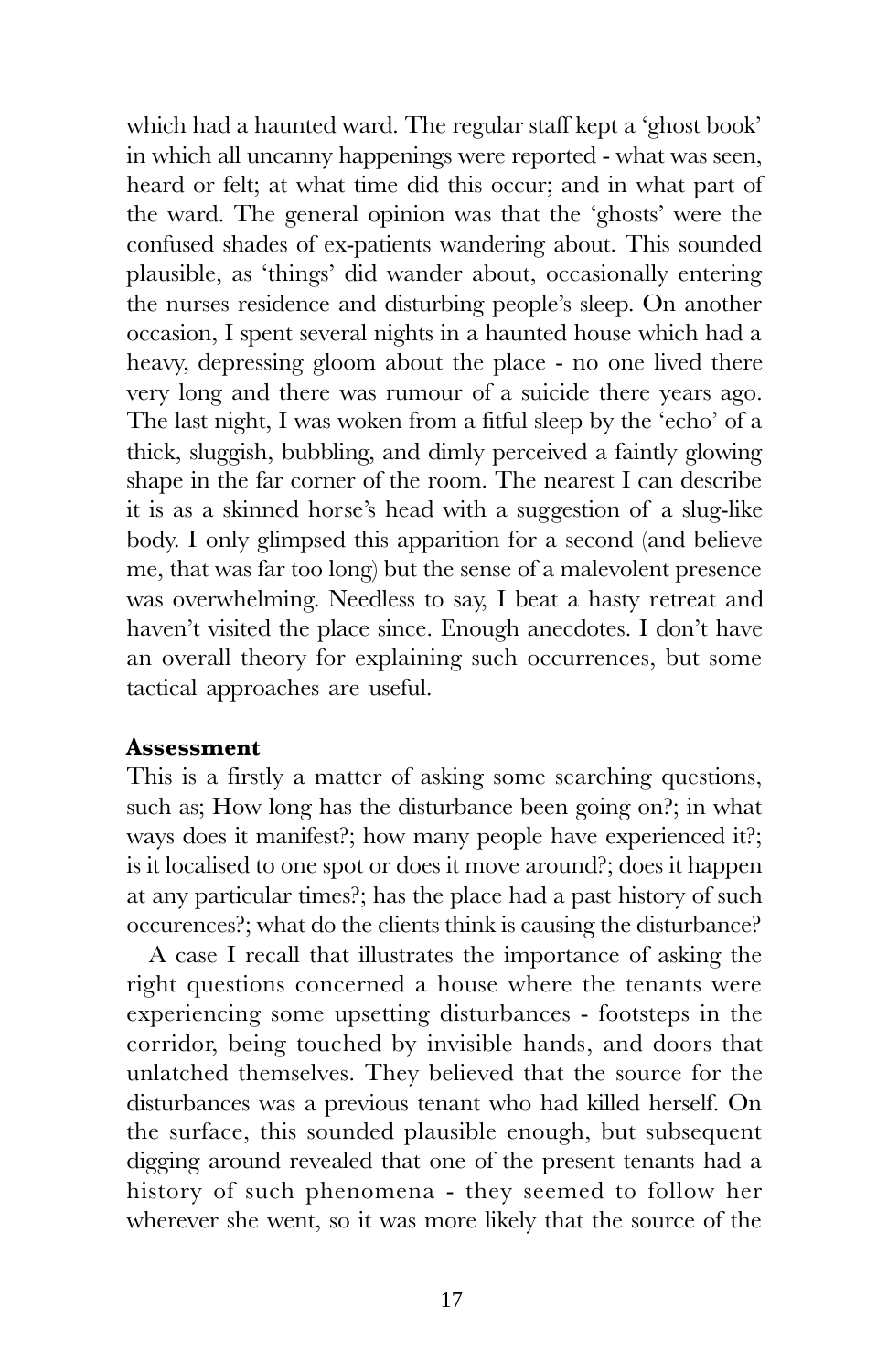which had a haunted ward. The regular staff kept a 'ghost book' in which all uncanny happenings were reported - what was seen, heard or felt; at what time did this occur; and in what part of the ward. The general opinion was that the 'ghosts' were the confused shades of ex-patients wandering about. This sounded plausible, as 'things' did wander about, occasionally entering the nurses residence and disturbing people's sleep. On another occasion, I spent several nights in a haunted house which had a heavy, depressing gloom about the place - no one lived there very long and there was rumour of a suicide there years ago. The last night, I was woken from a fitful sleep by the 'echo' of a thick, sluggish, bubbling, and dimly perceived a faintly glowing shape in the far corner of the room. The nearest I can describe it is as a skinned horse's head with a suggestion of a slug-like body. I only glimpsed this apparition for a second (and believe me, that was far too long) but the sense of a malevolent presence was overwhelming. Needless to say, I beat a hasty retreat and haven't visited the place since. Enough anecdotes. I don't have an overall theory for explaining such occurrences, but some tactical approaches are useful.

**Assessment**

This is a firstly a matter of asking some searching questions, such as; How long has the disturbance been going on?; in what ways does it manifest?; how many people have experienced it?; is it localised to one spot or does it move around?; does it happen at any particular times?; has the place had a past history of such occurences?; what do the clients think is causing the disturbance?

A case I recall that illustrates the importance of asking the right questions concerned a house where the tenants were experiencing some upsetting disturbances - footsteps in the corridor, being touched by invisible hands, and doors that unlatched themselves. They believed that the source for the disturbances was a previous tenant who had killed herself. On the surface, this sounded plausible enough, but subsequent digging around revealed that one of the present tenants had a history of such phenomena - they seemed to follow her wherever she went, so it was more likely that the source of the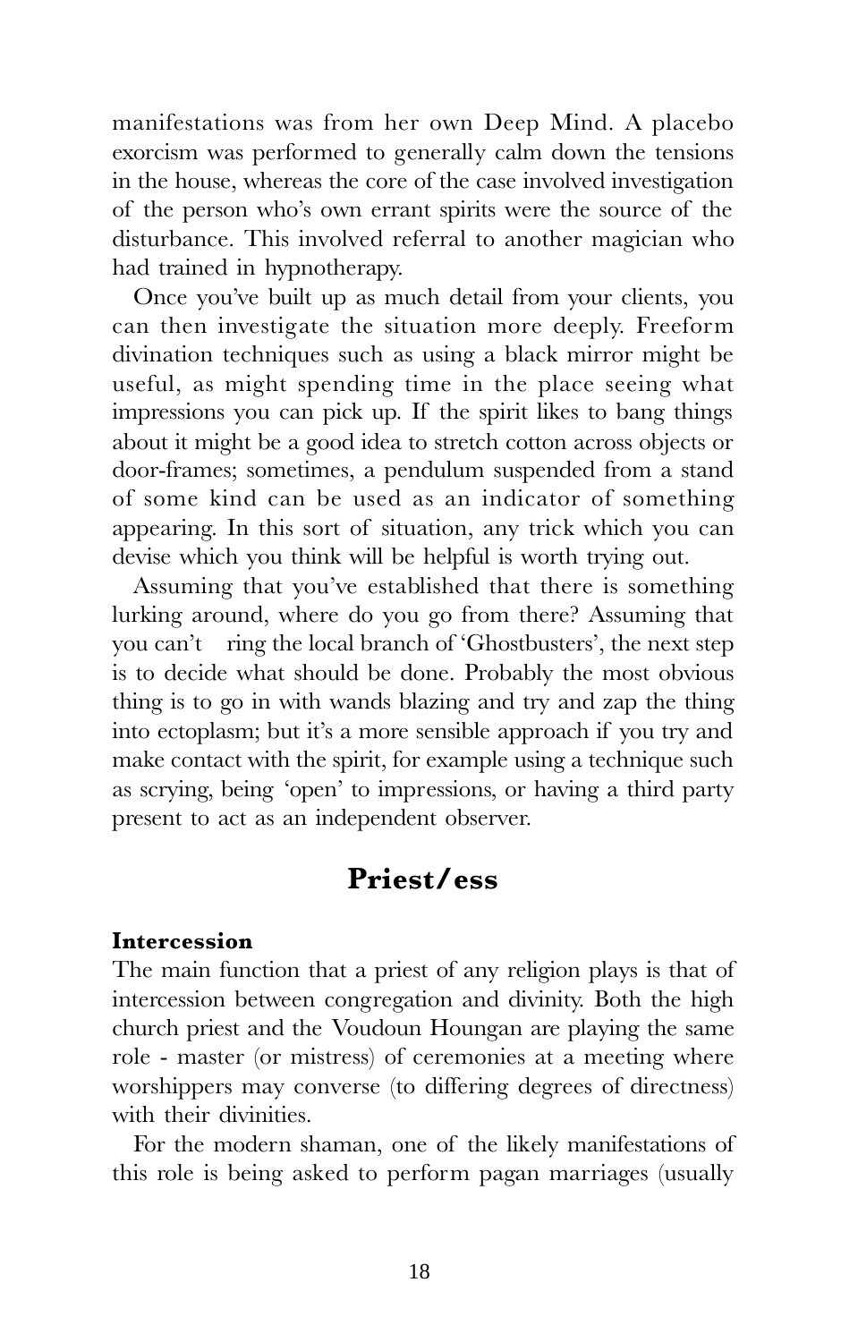manifestations was from her own Deep Mind. A placebo exorcism was performed to generally calm down the tensions in the house, whereas the core of the case involved investigation of the person who's own errant spirits were the source of the disturbance. This involved referral to another magician who had trained in hypnotherapy.

Once you've built up as much detail from your clients, you can then investigate the situation more deeply. Freeform divination techniques such as using a black mirror might be useful, as might spending time in the place seeing what impressions you can pick up. If the spirit likes to bang things about it might be a good idea to stretch cotton across objects or door-frames; sometimes, a pendulum suspended from a stand of some kind can be used as an indicator of something appearing. In this sort of situation, any trick which you can devise which you think will be helpful is worth trying out.

Assuming that you've established that there is something lurking around, where do you go from there? Assuming that you can't ring the local branch of 'Ghostbusters', the next step is to decide what should be done. Probably the most obvious thing is to go in with wands blazing and try and zap the thing into ectoplasm; but it's a more sensible approach if you try and make contact with the spirit, for example using a technique such as scrying, being 'open' to impressions, or having a third party present to act as an independent observer.

## Priest/ess

**Intercession**

The main function that a priest of any religion plays is that of intercession between congregation and divinity. Both the high church priest and the Voudoun Houngan are playing the same role - master (or mistress) of ceremonies at a meeting where worshippers may converse (to differing degrees of directness) with their divinities.

For the modern shaman, one of the likely manifestations of this role is being asked to perform pagan marriages (usually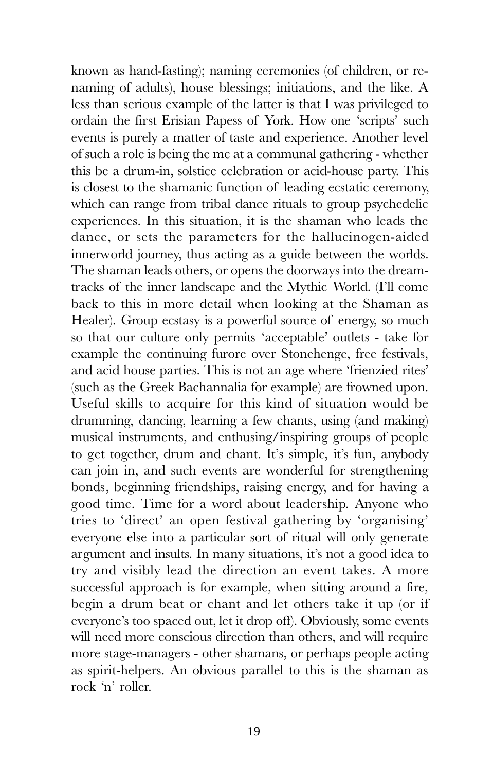known as hand-fasting); naming ceremonies (of children, or re-naming of adults), house blessings; initiations, and the like. A less than serious example of the latter is that I was privileged to ordain the first Erisian Papess of York. How one 'scripts' such events is purely a matter of taste and experience. Another level of such a role is being the mc at a communal gathering - whether this be a drum-in, solstice celebration or acid-house party. This is closest to the shamanic function of leading ecstatic ceremony, which can range from tribal dance rituals to group psychedelic experiences. In this situation, it is the shaman who leads the dance, or sets the parameters for the hallucinogen-aided innerworld journey, thus acting as a guide between the worlds. The shaman leads others, or opens the doorways into the dream-tracks of the inner landscape and the Mythic World. (I'll come back to this in more detail when looking at the Shaman as Healer). Group ecstasy is a powerful source of energy, so much so that our culture only permits 'acceptable' outlets - take for example the continuing furore over Stonehenge, free festivals, and acid house parties. This is not an age where 'frienzied rites' (such as the Greek Bachannalia for example) are frowned upon. Useful skills to acquire for this kind of situation would be drumming, dancing, learning a few chants, using (and making) musical instruments, and enthusing/inspiring groups of people to get together, drum and chant. It's simple, it's fun, anybody can join in, and such events are wonderful for strengthening bonds, beginning friendships, raising energy, and for having a good time. Time for a word about leadership. Anyone who tries to 'direct' an open festival gathering by 'organising' everyone else into a particular sort of ritual will only generate argument and insults. In many situations, it's not a good idea to try and visibly lead the direction an event takes. A more successful approach is for example, when sitting around a fire, begin a drum beat or chant and let others take it up (or if everyone's too spaced out, let it drop off). Obviously, some events will need more conscious direction than others, and will require more stage-managers - other shamans, or perhaps people acting as spirit-helpers. An obvious parallel to this is the shaman as rock 'n' roller.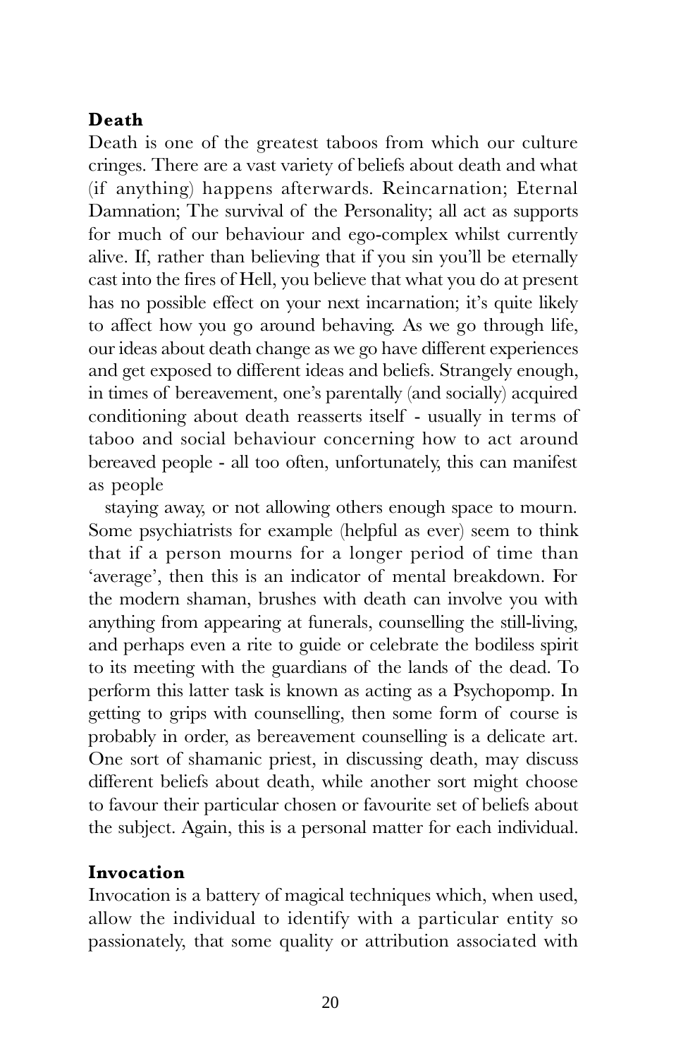**Death**

Death is one of the greatest taboos from which our culture cringes. There are a vast variety of beliefs about death and what (if anything) happens afterwards. Reincarnation; Eternal Damnation; The survival of the Personality; all act as supports for much of our behaviour and ego-complex whilst currently alive. If, rather than believing that if you sin you'll be eternally cast into the fires of Hell, you believe that what you do at present has no possible effect on your next incarnation; it's quite likely to affect how you go around behaving. As we go through life, our ideas about death change as we go have different experiences and get exposed to different ideas and beliefs. Strangely enough, in times of bereavement, one's parentally (and socially) acquired conditioning about death reasserts itself - usually in terms of taboo and social behaviour concerning how to act around bereaved people - all too often, unfortunately, this can manifest as people

staying away, or not allowing others enough space to mourn. Some psychiatrists for example (helpful as ever) seem to think that if a person mourns for a longer period of time than 'average', then this is an indicator of mental breakdown. For the modern shaman, brushes with death can involve you with anything from appearing at funerals, counselling the still-living, and perhaps even a rite to guide or celebrate the bodiless spirit to its meeting with the guardians of the lands of the dead. To perform this latter task is known as acting as a Psychopomp. In getting to grips with counselling, then some form of course is probably in order, as bereavement counselling is a delicate art. One sort of shamanic priest, in discussing death, may discuss different beliefs about death, while another sort might choose to favour their particular chosen or favourite set of beliefs about the subject. Again, this is a personal matter for each individual.

**Invocation**

Invocation is a battery of magical techniques which, when used, allow the individual to identify with a particular entity so passionately, that some quality or attribution associated with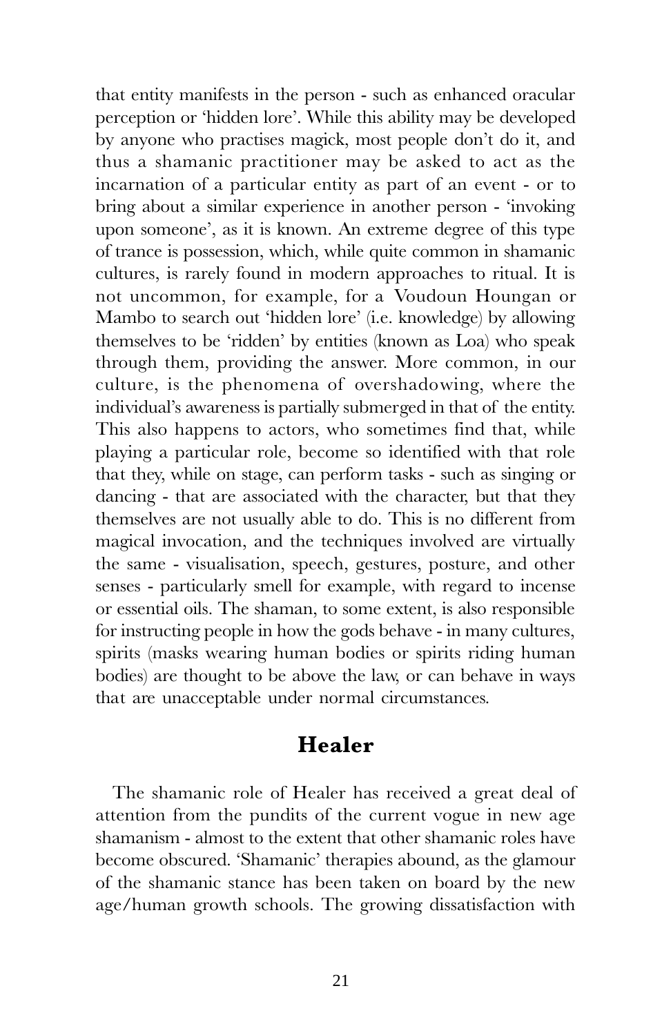that entity manifests in the person - such as enhanced oracular perception or 'hidden lore'. While this ability may be developed by anyone who practises magick, most people don't do it, and thus a shamanic practitioner may be asked to act as the incarnation of a particular entity as part of an event - or to bring about a similar experience in another person - 'invoking upon someone', as it is known. An extreme degree of this type of trance is possession, which, while quite common in shamanic cultures, is rarely found in modern approaches to ritual. It is not uncommon, for example, for a Voudoun Houngan or Mambo to search out 'hidden lore' (i.e. knowledge) by allowing themselves to be 'ridden' by entities (known as Loa) who speak through them, providing the answer. More common, in our culture, is the phenomena of overshadowing, where the individual's awareness is partially submerged in that of the entity. This also happens to actors, who sometimes find that, while playing a particular role, become so identified with that role that they, while on stage, can perform tasks - such as singing or dancing - that are associated with the character, but that they themselves are not usually able to do. This is no different from magical invocation, and the techniques involved are virtually the same - visualisation, speech, gestures, posture, and other senses - particularly smell for example, with regard to incense or essential oils. The shaman, to some extent, is also responsible for instructing people in how the gods behave - in many cultures, spirits (masks wearing human bodies or spirits riding human bodies) are thought to be above the law, or can behave in ways that are unacceptable under normal circumstances.

## Healer

The shamanic role of Healer has received a great deal of attention from the pundits of the current vogue in new age shamanism - almost to the extent that other shamanic roles have become obscured. 'Shamanic' therapies abound, as the glamour of the shamanic stance has been taken on board by the new age/human growth schools. The growing dissatisfaction with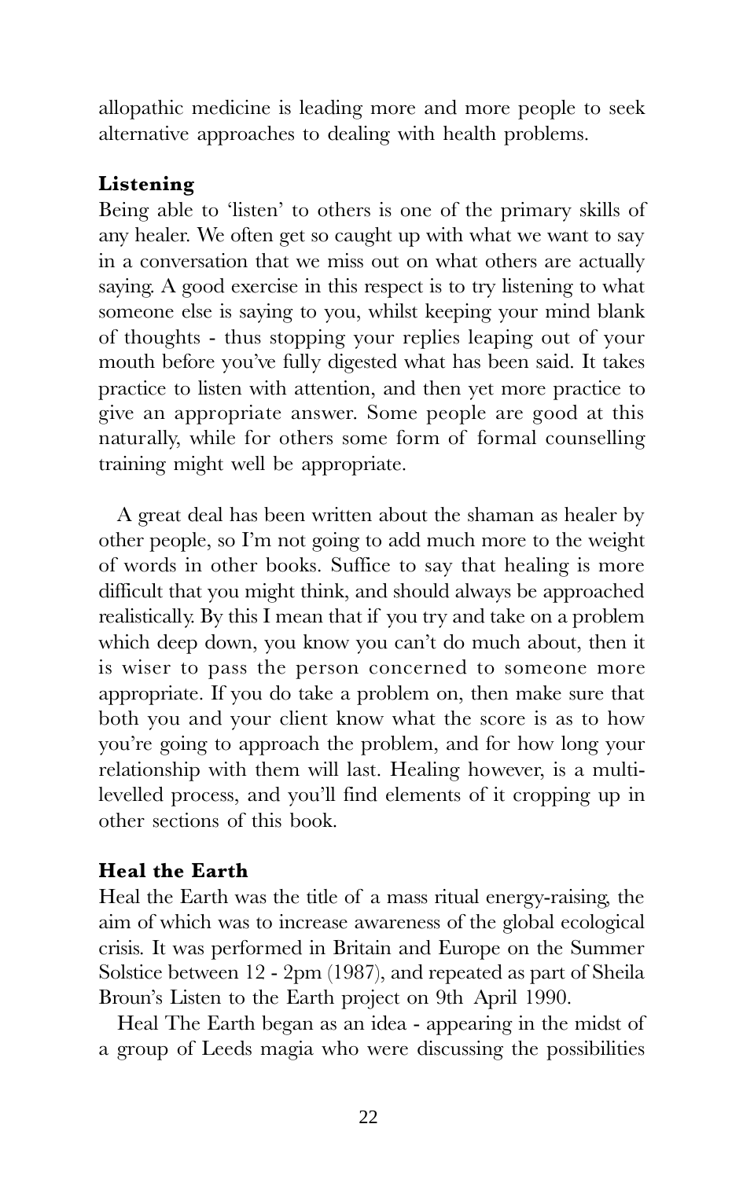allopathic medicine is leading more and more people to seek alternative approaches to dealing with health problems.

**Listening**

Being able to 'listen' to others is one of the primary skills of any healer. We often get so caught up with what we want to say in a conversation that we miss out on what others are actually saying. A good exercise in this respect is to try listening to what someone else is saying to you, whilst keeping your mind blank of thoughts - thus stopping your replies leaping out of your mouth before you've fully digested what has been said. It takes practice to listen with attention, and then yet more practice to give an appropriate answer. Some people are good at this naturally, while for others some form of formal counselling training might well be appropriate.

A great deal has been written about the shaman as healer by other people, so I'm not going to add much more to the weight of words in other books. Suffice to say that healing is more difficult that you might think, and should always be approached realistically. By this I mean that if you try and take on a problem which deep down, you know you can't do much about, then it is wiser to pass the person concerned to someone more appropriate. If you do take a problem on, then make sure that both you and your client know what the score is as to how you're going to approach the problem, and for how long your relationship with them will last. Healing however, is a multi-levelled process, and you'll find elements of it cropping up in other sections of this book.

**Heal the Earth**

Heal the Earth was the title of a mass ritual energy-raising, the aim of which was to increase awareness of the global ecological crisis. It was performed in Britain and Europe on the Summer Solstice between 12 - 2pm (1987), and repeated as part of Sheila Broun's Listen to the Earth project on 9th April 1990.

Heal The Earth began as an idea - appearing in the midst of a group of Leeds magia who were discussing the possibilities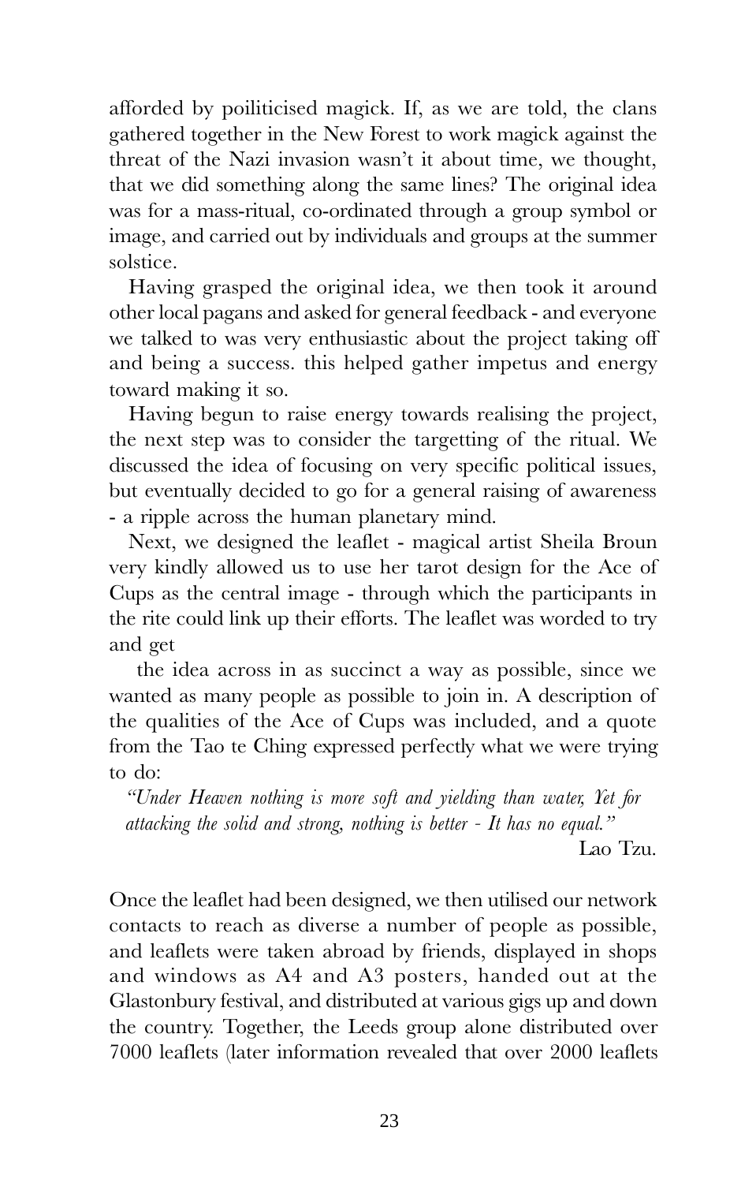afforded by poiliticised magick. If, as we are told, the clans gathered together in the New Forest to work magick against the threat of the Nazi invasion wasn't it about time, we thought, that we did something along the same lines? The original idea was for a mass-ritual, co-ordinated through a group symbol or image, and carried out by individuals and groups at the summer solstice.

Having grasped the original idea, we then took it around other local pagans and asked for general feedback - and everyone we talked to was very enthusiastic about the project taking off and being a success. this helped gather impetus and energy toward making it so.

Having begun to raise energy towards realising the project, the next step was to consider the targetting of the ritual. We discussed the idea of focusing on very specific political issues, but eventually decided to go for a general raising of awareness - a ripple across the human planetary mind.

Next, we designed the leaflet - magical artist Sheila Broun very kindly allowed us to use her tarot design for the Ace of Cups as the central image - through which the participants in the rite could link up their efforts. The leaflet was worded to try and get the idea across in as succinct a way as possible, since we wanted as many people as possible to join in. A description of the qualities of the Ace of Cups was included, and a quote from the Tao te Ching expressed perfectly what we were trying to do:

*"Under Heaven nothing is more soft and yielding than water, Yet for attacking the solid and strong, nothing is better - It has no equal."*

Lao Tzu.

Once the leaflet had been designed, we then utilised our network contacts to reach as diverse a number of people as possible, and leaflets were taken abroad by friends, displayed in shops and windows as A4 and A3 posters, handed out at the Glastonbury festival, and distributed at various gigs up and down the country. Together, the Leeds group alone distributed over 7000 leaflets (later information revealed that over 2000 leaflets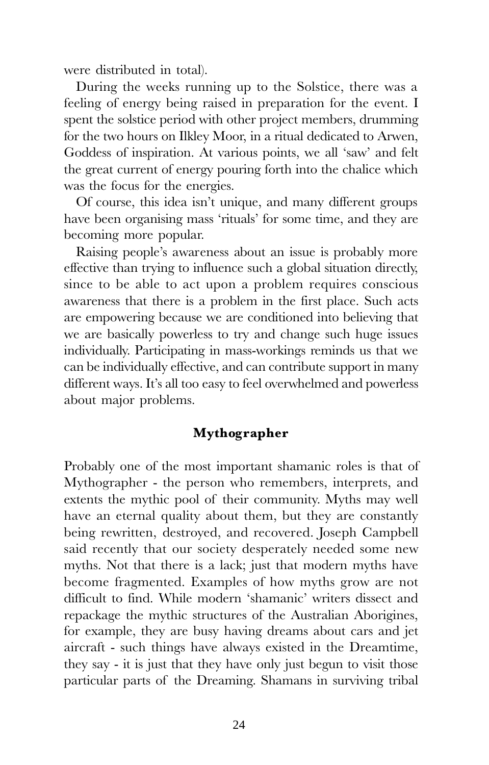were distributed in total).

During the weeks running up to the Solstice, there was a feeling of energy being raised in preparation for the event. I spent the solstice period with other project members, drumming for the two hours on Ilkley Moor, in a ritual dedicated to Arwen, Goddess of inspiration. At various points, we all 'saw' and felt the great current of energy pouring forth into the chalice which was the focus for the energies.

Of course, this idea isn't unique, and many different groups have been organising mass 'rituals' for some time, and they are becoming more popular.

Raising people's awareness about an issue is probably more effective than trying to influence such a global situation directly, since to be able to act upon a problem requires conscious awareness that there is a problem in the first place. Such acts are empowering because we are conditioned into believing that we are basically powerless to try and change such huge issues individually. Participating in mass-workings reminds us that we can be individually effective, and can contribute support in many different ways. It's all too easy to feel overwhelmed and powerless about major problems.

### Mythographer

Probably one of the most important shamanic roles is that of Mythographer - the person who remembers, interprets, and extents the mythic pool of their community. Myths may well have an eternal quality about them, but they are constantly being rewritten, destroyed, and recovered. Joseph Campbell said recently that our society desperately needed some new myths. Not that there is a lack; just that modern myths have become fragmented. Examples of how myths grow are not difficult to find. While modern 'shamanic' writers dissect and repackage the mythic structures of the Australian Aborigines, for example, they are busy having dreams about cars and jet aircraft - such things have always existed in the Dreamtime, they say - it is just that they have only just begun to visit those particular parts of the Dreaming. Shamans in surviving tribal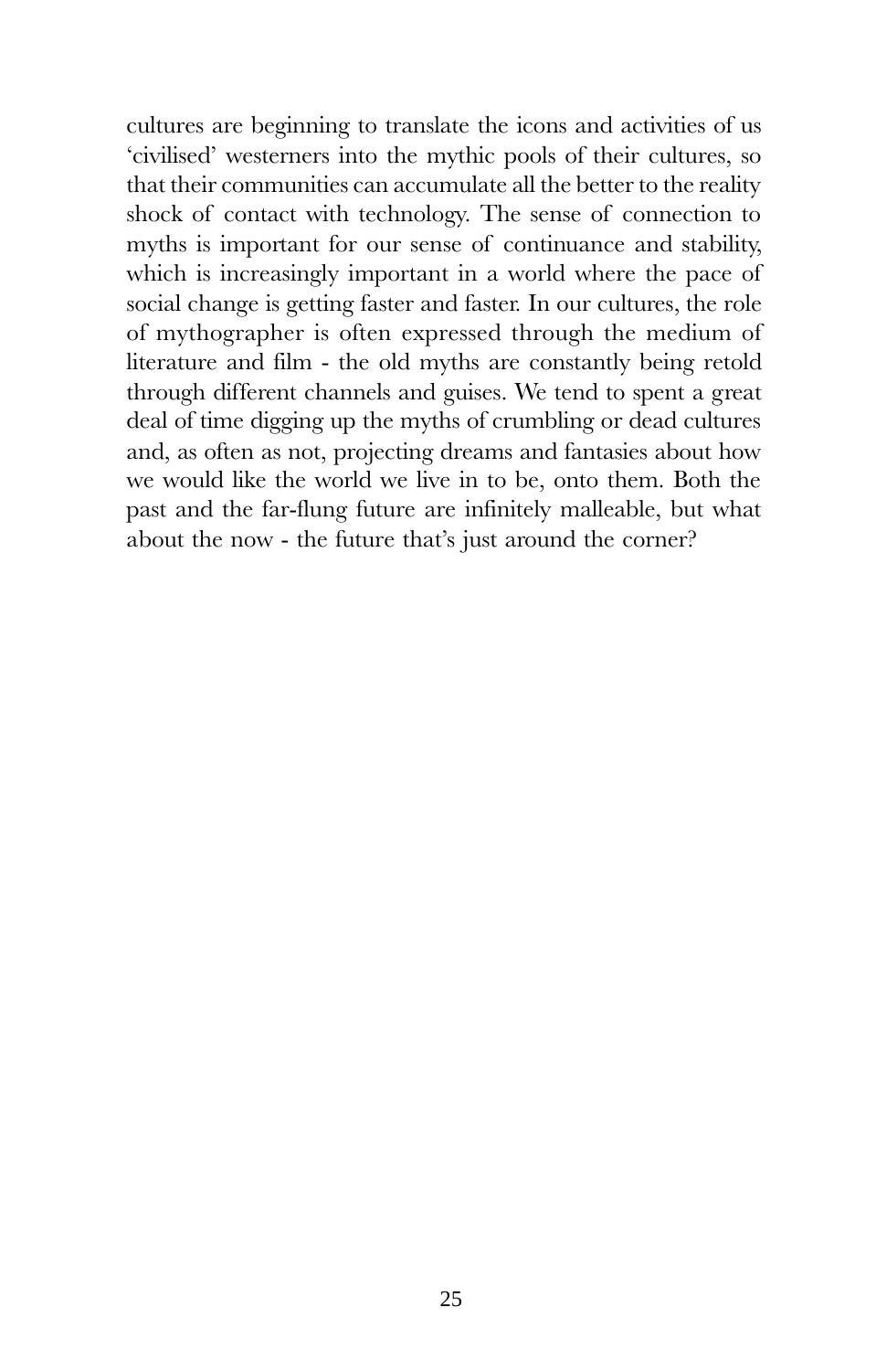cultures are beginning to translate the icons and activities of us 'civilised' westerners into the mythic pools of their cultures, so that their communities can accumulate all the better to the reality shock of contact with technology. The sense of connection to myths is important for our sense of continuance and stability, which is increasingly important in a world where the pace of social change is getting faster and faster. In our cultures, the role of mythographer is often expressed through the medium of literature and film - the old myths are constantly being retold through different channels and guises. We tend to spent a great deal of time digging up the myths of crumbling or dead cultures and, as often as not, projecting dreams and fantasies about how we would like the world we live in to be, onto them. Both the past and the far-flung future are infinitely malleable, but what about the now - the future that's just around the corner?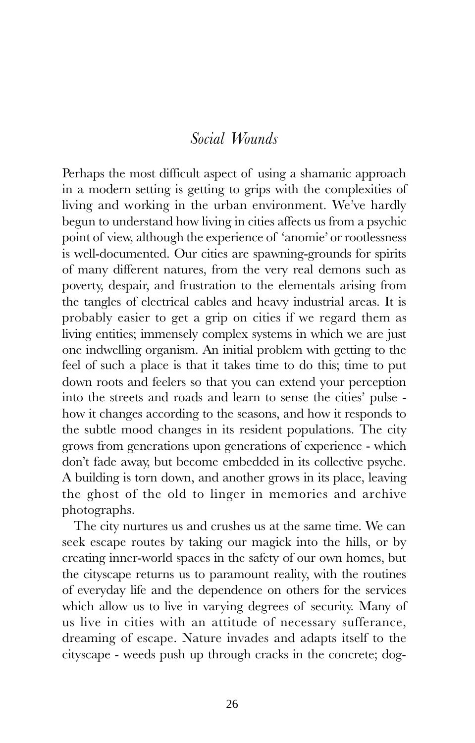## *Social Wounds*

Perhaps the most difficult aspect of using a shamanic approach in a modern setting is getting to grips with the complexities of living and working in the urban environment. We've hardly begun to understand how living in cities affects us from a psychic point of view, although the experience of 'anomie' or rootlessness is well-documented. Our cities are spawning-grounds for spirits of many different natures, from the very real demons such as poverty, despair, and frustration to the elementals arising from the tangles of electrical cables and heavy industrial areas. It is probably easier to get a grip on cities if we regard them as living entities; immensely complex systems in which we are just one indwelling organism. An initial problem with getting to the feel of such a place is that it takes time to do this; time to put down roots and feelers so that you can extend your perception into the streets and roads and learn to sense the cities' pulse - how it changes according to the seasons, and how it responds to the subtle mood changes in its resident populations. The city grows from generations upon generations of experience - which don't fade away, but become embedded in its collective psyche. A building is torn down, and another grows in its place, leaving the ghost of the old to linger in memories and archive photographs.

The city nurtures us and crushes us at the same time. We can seek escape routes by taking our magick into the hills, or by creating inner-world spaces in the safety of our own homes, but the cityscape returns us to paramount reality, with the routines of everyday life and the dependence on others for the services which allow us to live in varying degrees of security. Many of us live in cities with an attitude of necessary sufferance, dreaming of escape. Nature invades and adapts itself to the cityscape - weeds push up through cracks in the concrete; dog-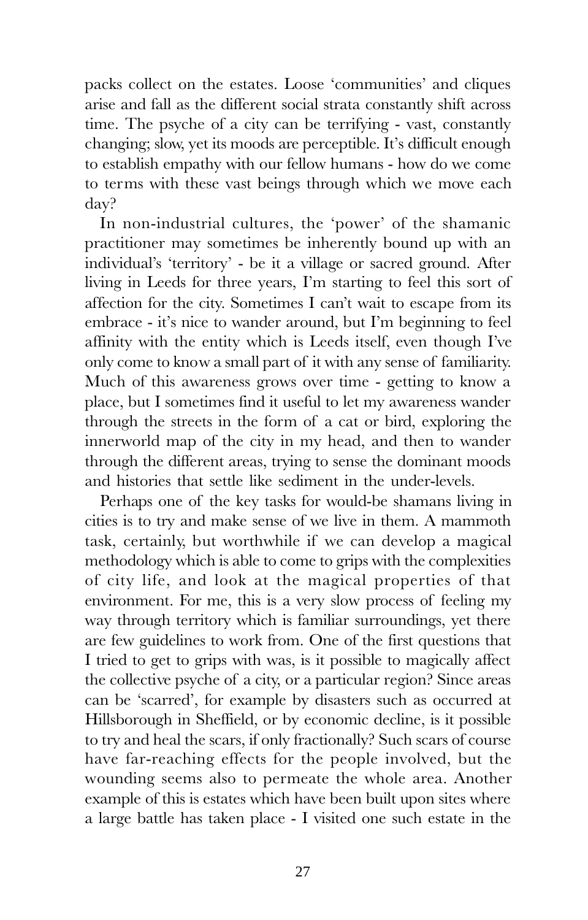packs collect on the estates. Loose 'communities' and cliques arise and fall as the different social strata constantly shift across time. The psyche of a city can be terrifying - vast, constantly changing; slow, yet its moods are perceptible. It's difficult enough to establish empathy with our fellow humans - how do we come to terms with these vast beings through which we move each day?

In non-industrial cultures, the 'power' of the shamanic practitioner may sometimes be inherently bound up with an individual's 'territory' - be it a village or sacred ground. After living in Leeds for three years, I'm starting to feel this sort of affection for the city. Sometimes I can't wait to escape from its embrace - it's nice to wander around, but I'm beginning to feel affinity with the entity which is Leeds itself, even though I've only come to know a small part of it with any sense of familiarity. Much of this awareness grows over time - getting to know a place, but I sometimes find it useful to let my awareness wander through the streets in the form of a cat or bird, exploring the innerworld map of the city in my head, and then to wander through the different areas, trying to sense the dominant moods and histories that settle like sediment in the under-levels.

Perhaps one of the key tasks for would-be shamans living in cities is to try and make sense of we live in them. A mammoth task, certainly, but worthwhile if we can develop a magical methodology which is able to come to grips with the complexities of city life, and look at the magical properties of that environment. For me, this is a very slow process of feeling my way through territory which is familiar surroundings, yet there are few guidelines to work from. One of the first questions that I tried to get to grips with was, is it possible to magically affect the collective psyche of a city, or a particular region? Since areas can be 'scarred', for example by disasters such as occurred at Hillsborough in Sheffield, or by economic decline, is it possible to try and heal the scars, if only fractionally? Such scars of course have far-reaching effects for the people involved, but the wounding seems also to permeate the whole area. Another example of this is estates which have been built upon sites where a large battle has taken place - I visited one such estate in the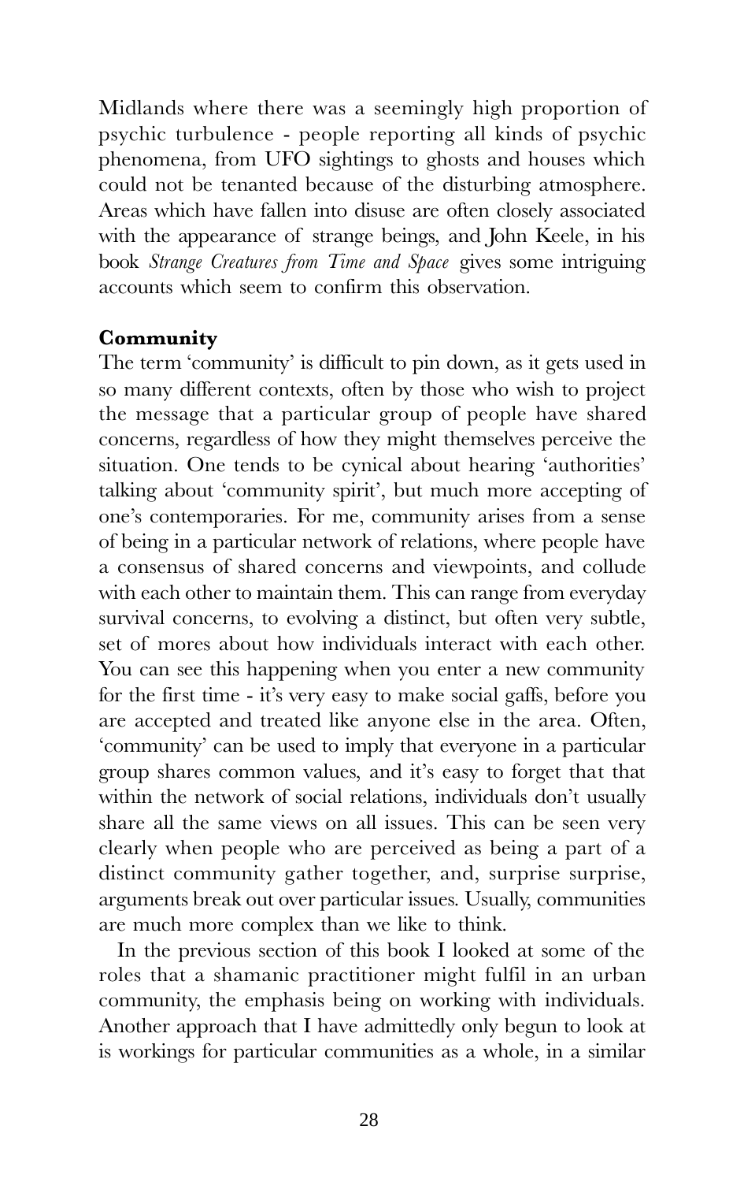Midlands where there was a seemingly high proportion of psychic turbulence - people reporting all kinds of psychic phenomena, from UFO sightings to ghosts and houses which could not be tenanted because of the disturbing atmosphere. Areas which have fallen into disuse are often closely associated with the appearance of strange beings, and John Keele, in his book *Strange Creatures from Time and Space* gives some intriguing accounts which seem to confirm this observation.

**Community**

The term 'community' is difficult to pin down, as it gets used in so many different contexts, often by those who wish to project the message that a particular group of people have shared concerns, regardless of how they might themselves perceive the situation. One tends to be cynical about hearing 'authorities' talking about 'community spirit', but much more accepting of one's contemporaries. For me, community arises from a sense of being in a particular network of relations, where people have a consensus of shared concerns and viewpoints, and collude with each other to maintain them. This can range from everyday survival concerns, to evolving a distinct, but often very subtle, set of mores about how individuals interact with each other. You can see this happening when you enter a new community for the first time - it's very easy to make social gaffs, before you are accepted and treated like anyone else in the area. Often, 'community' can be used to imply that everyone in a particular group shares common values, and it's easy to forget that that within the network of social relations, individuals don't usually share all the same views on all issues. This can be seen very clearly when people who are perceived as being a part of a distinct community gather together, and, surprise surprise, arguments break out over particular issues. Usually, communities are much more complex than we like to think.

In the previous section of this book I looked at some of the roles that a shamanic practitioner might fulfil in an urban community, the emphasis being on working with individuals. Another approach that I have admittedly only begun to look at is workings for particular communities as a whole, in a similar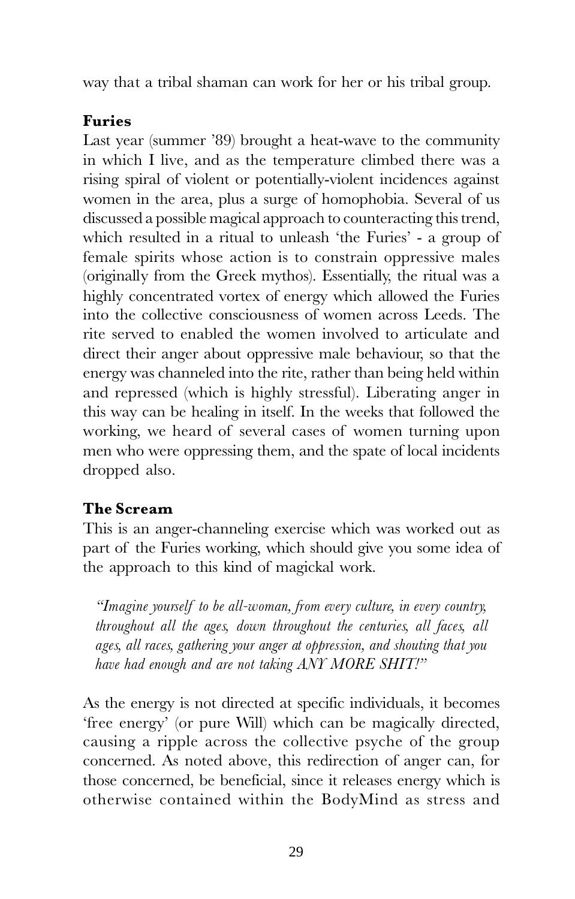way that a tribal shaman can work for her or his tribal group.

**Furies**

Last year (summer '89) brought a heat-wave to the community in which I live, and as the temperature climbed there was a rising spiral of violent or potentially-violent incidences against women in the area, plus a surge of homophobia. Several of us discussed a possible magical approach to counteracting this trend, which resulted in a ritual to unleash 'the Furies' - a group of female spirits whose action is to constrain oppressive males (originally from the Greek mythos). Essentially, the ritual was a highly concentrated vortex of energy which allowed the Furies into the collective consciousness of women across Leeds. The rite served to enabled the women involved to articulate and direct their anger about oppressive male behaviour, so that the energy was channeled into the rite, rather than being held within and repressed (which is highly stressful). Liberating anger in this way can be healing in itself. In the weeks that followed the working, we heard of several cases of women turning upon men who were oppressing them, and the spate of local incidents dropped also.

**The Scream**

This is an anger-channeling exercise which was worked out as part of the Furies working, which should give you some idea of the approach to this kind of magickal work.

> *"Imagine yourself to be all-woman, from every culture, in every country, throughout all the ages, down throughout the centuries, all faces, all ages, all races, gathering your anger at oppression, and shouting that you have had enough and are not taking ANY MORE SHIT!"*

As the energy is not directed at specific individuals, it becomes 'free energy' (or pure Will) which can be magically directed, causing a ripple across the collective psyche of the group concerned. As noted above, this redirection of anger can, for those concerned, be beneficial, since it releases energy which is otherwise contained within the BodyMind as stress and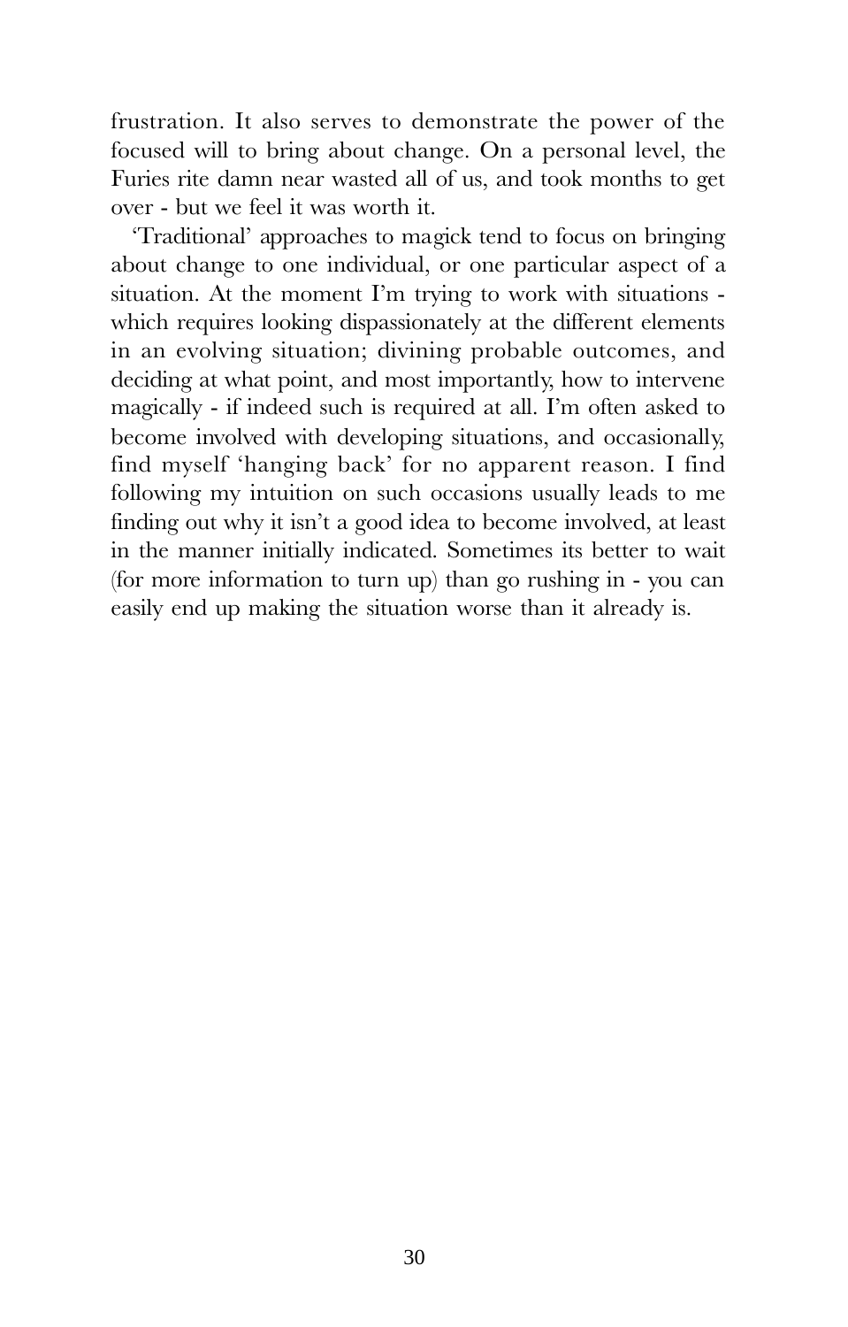frustration. It also serves to demonstrate the power of the focused will to bring about change. On a personal level, the Furies rite damn near wasted all of us, and took months to get over - but we feel it was worth it.

'Traditional' approaches to magick tend to focus on bringing about change to one individual, or one particular aspect of a situation. At the moment I'm trying to work with situations - which requires looking dispassionately at the different elements in an evolving situation; divining probable outcomes, and deciding at what point, and most importantly, how to intervene magically - if indeed such is required at all. I'm often asked to become involved with developing situations, and occasionally, find myself 'hanging back' for no apparent reason. I find following my intuition on such occasions usually leads to me finding out why it isn't a good idea to become involved, at least in the manner initially indicated. Sometimes its better to wait (for more information to turn up) than go rushing in - you can easily end up making the situation worse than it already is.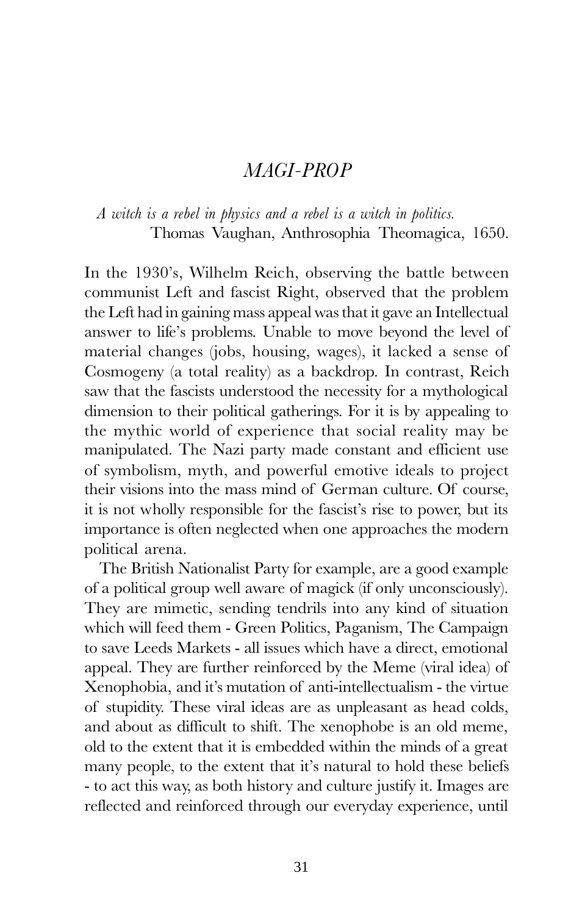# *MAGI-PROP*

*A witch is a rebel in physics and a rebel is a witch in politics.*
Thomas Vaughan, Anthrosophia Theomagica, 1650.

In the 1930's, Wilhelm Reich, observing the battle between communist Left and fascist Right, observed that the problem the Left had in gaining mass appeal was that it gave an Intellectual answer to life's problems. Unable to move beyond the level of material changes (jobs, housing, wages), it lacked a sense of Cosmogeny (a total reality) as a backdrop. In contrast, Reich saw that the fascists understood the necessity for a mythological dimension to their political gatherings. For it is by appealing to the mythic world of experience that social reality may be manipulated. The Nazi party made constant and efficient use of symbolism, myth, and powerful emotive ideals to project their visions into the mass mind of German culture. Of course, it is not wholly responsible for the fascist's rise to power, but its importance is often neglected when one approaches the modern political arena.

The British Nationalist Party for example, are a good example of a political group well aware of magick (if only unconsciously). They are mimetic, sending tendrils into any kind of situation which will feed them - Green Politics, Paganism, The Campaign to save Leeds Markets - all issues which have a direct, emotional appeal. They are further reinforced by the Meme (viral idea) of Xenophobia, and it's mutation of anti-intellectualism - the virtue of stupidity. These viral ideas are as unpleasant as head colds, and about as difficult to shift. The xenophobe is an old meme, old to the extent that it is embedded within the minds of a great many people, to the extent that it's natural to hold these beliefs - to act this way, as both history and culture justify it. Images are reflected and reinforced through our everyday experience, until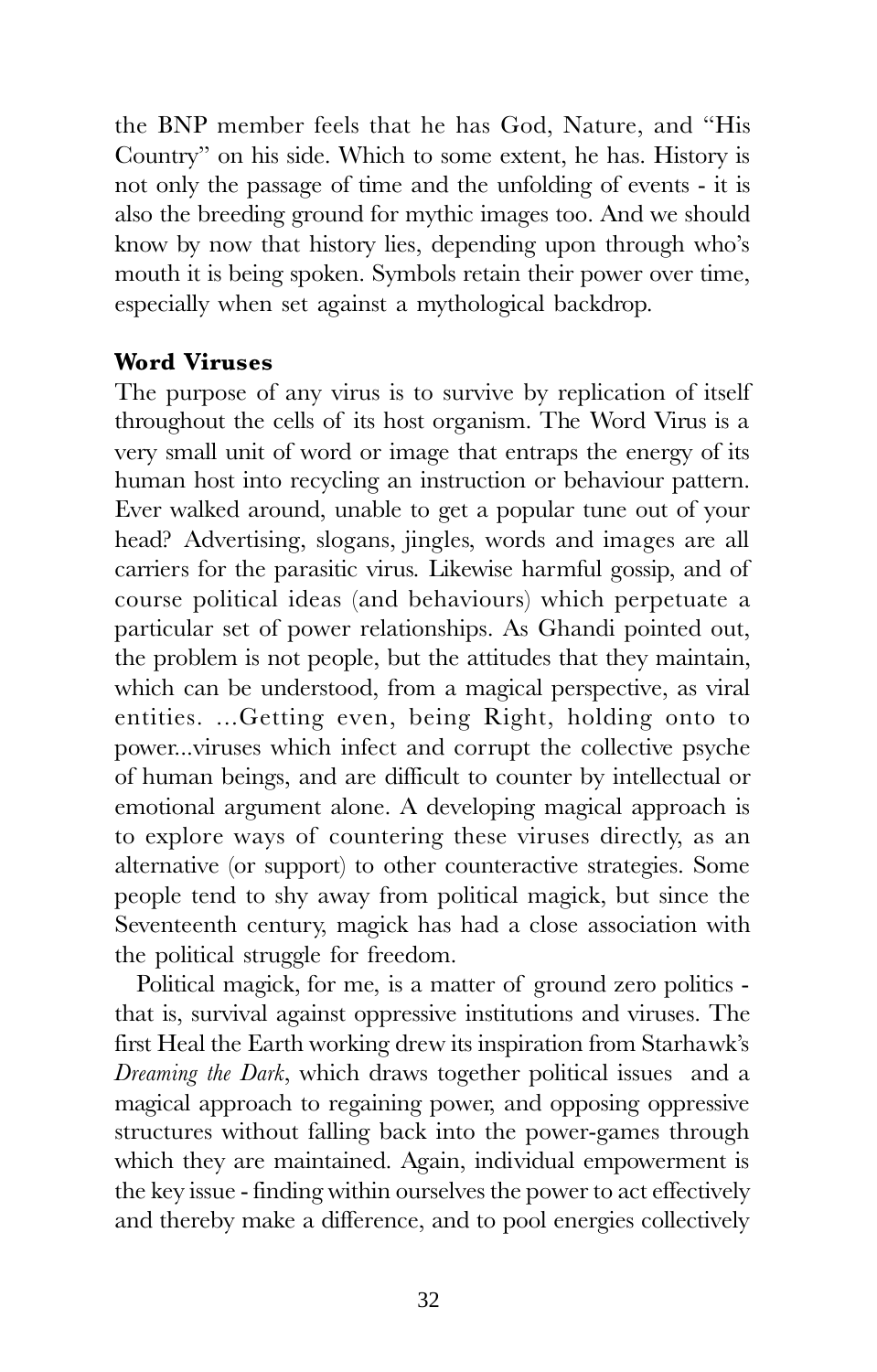the BNP member feels that he has God, Nature, and "His Country" on his side. Which to some extent, he has. History is not only the passage of time and the unfolding of events - it is also the breeding ground for mythic images too. And we should know by now that history lies, depending upon through who's mouth it is being spoken. Symbols retain their power over time, especially when set against a mythological backdrop.

**Word Viruses**

The purpose of any virus is to survive by replication of itself throughout the cells of its host organism. The Word Virus is a very small unit of word or image that entraps the energy of its human host into recycling an instruction or behaviour pattern. Ever walked around, unable to get a popular tune out of your head? Advertising, slogans, jingles, words and images are all carriers for the parasitic virus. Likewise harmful gossip, and of course political ideas (and behaviours) which perpetuate a particular set of power relationships. As Ghandi pointed out, the problem is not people, but the attitudes that they maintain, which can be understood, from a magical perspective, as viral entities. ...Getting even, being Right, holding onto to power...viruses which infect and corrupt the collective psyche of human beings, and are difficult to counter by intellectual or emotional argument alone. A developing magical approach is to explore ways of countering these viruses directly, as an alternative (or support) to other counteractive strategies. Some people tend to shy away from political magick, but since the Seventeenth century, magick has had a close association with the political struggle for freedom.

Political magick, for me, is a matter of ground zero politics - that is, survival against oppressive institutions and viruses. The first Heal the Earth working drew its inspiration from Starhawk's *Dreaming the Dark*, which draws together political issues and a magical approach to regaining power, and opposing oppressive structures without falling back into the power-games through which they are maintained. Again, individual empowerment is the key issue - finding within ourselves the power to act effectively and thereby make a difference, and to pool energies collectively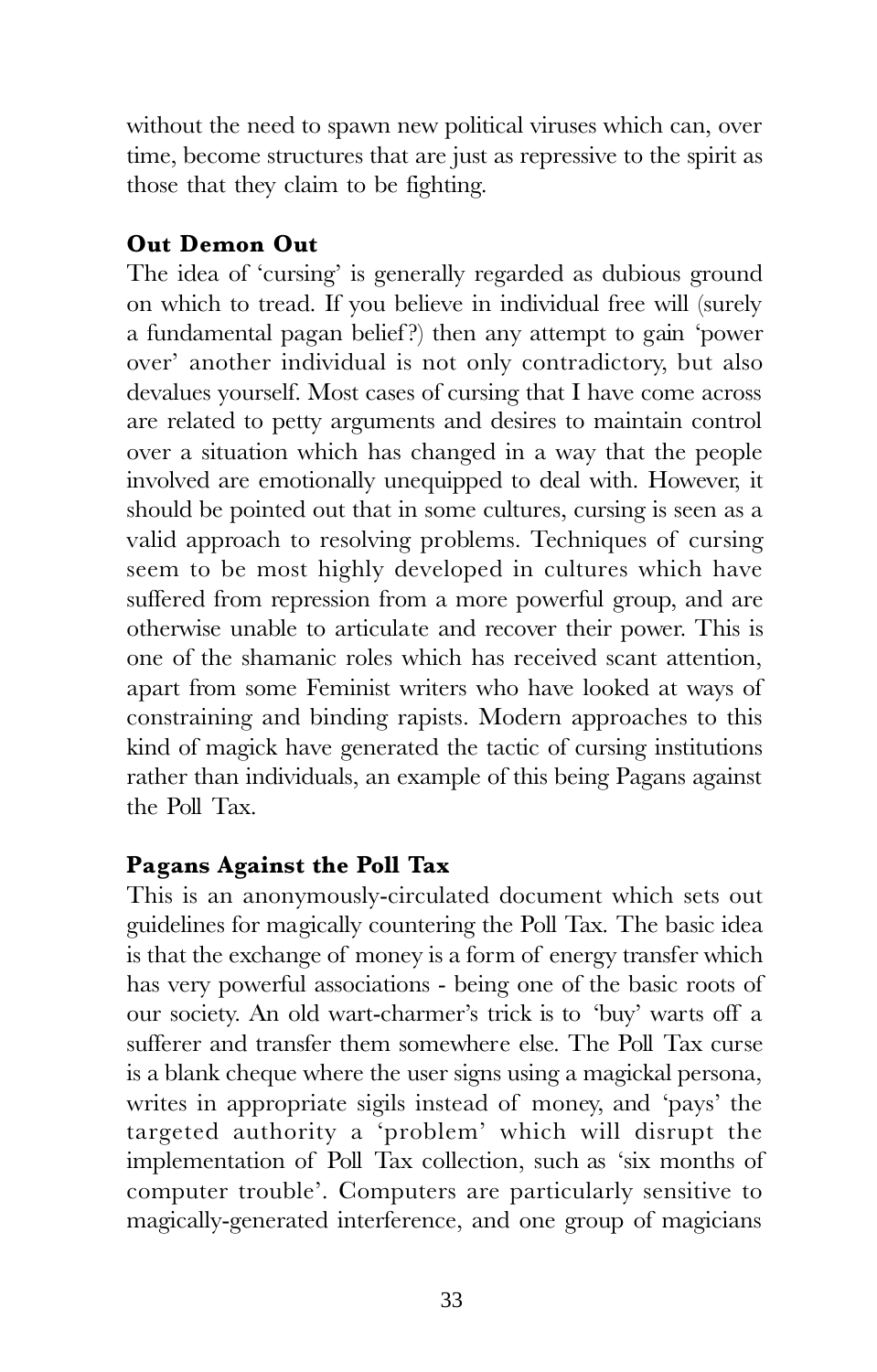without the need to spawn new political viruses which can, over time, become structures that are just as repressive to the spirit as those that they claim to be fighting.

**Out Demon Out**

The idea of 'cursing' is generally regarded as dubious ground on which to tread. If you believe in individual free will (surely a fundamental pagan belief?) then any attempt to gain 'power over' another individual is not only contradictory, but also devalues yourself. Most cases of cursing that I have come across are related to petty arguments and desires to maintain control over a situation which has changed in a way that the people involved are emotionally unequipped to deal with. However, it should be pointed out that in some cultures, cursing is seen as a valid approach to resolving problems. Techniques of cursing seem to be most highly developed in cultures which have suffered from repression from a more powerful group, and are otherwise unable to articulate and recover their power. This is one of the shamanic roles which has received scant attention, apart from some Feminist writers who have looked at ways of constraining and binding rapists. Modern approaches to this kind of magick have generated the tactic of cursing institutions rather than individuals, an example of this being Pagans against the Poll Tax.

**Pagans Against the Poll Tax**

This is an anonymously-circulated document which sets out guidelines for magically countering the Poll Tax. The basic idea is that the exchange of money is a form of energy transfer which has very powerful associations - being one of the basic roots of our society. An old wart-charmer's trick is to 'buy' warts off a sufferer and transfer them somewhere else. The Poll Tax curse is a blank cheque where the user signs using a magickal persona, writes in appropriate sigils instead of money, and 'pays' the targeted authority a 'problem' which will disrupt the implementation of Poll Tax collection, such as 'six months of computer trouble'. Computers are particularly sensitive to magically-generated interference, and one group of magicians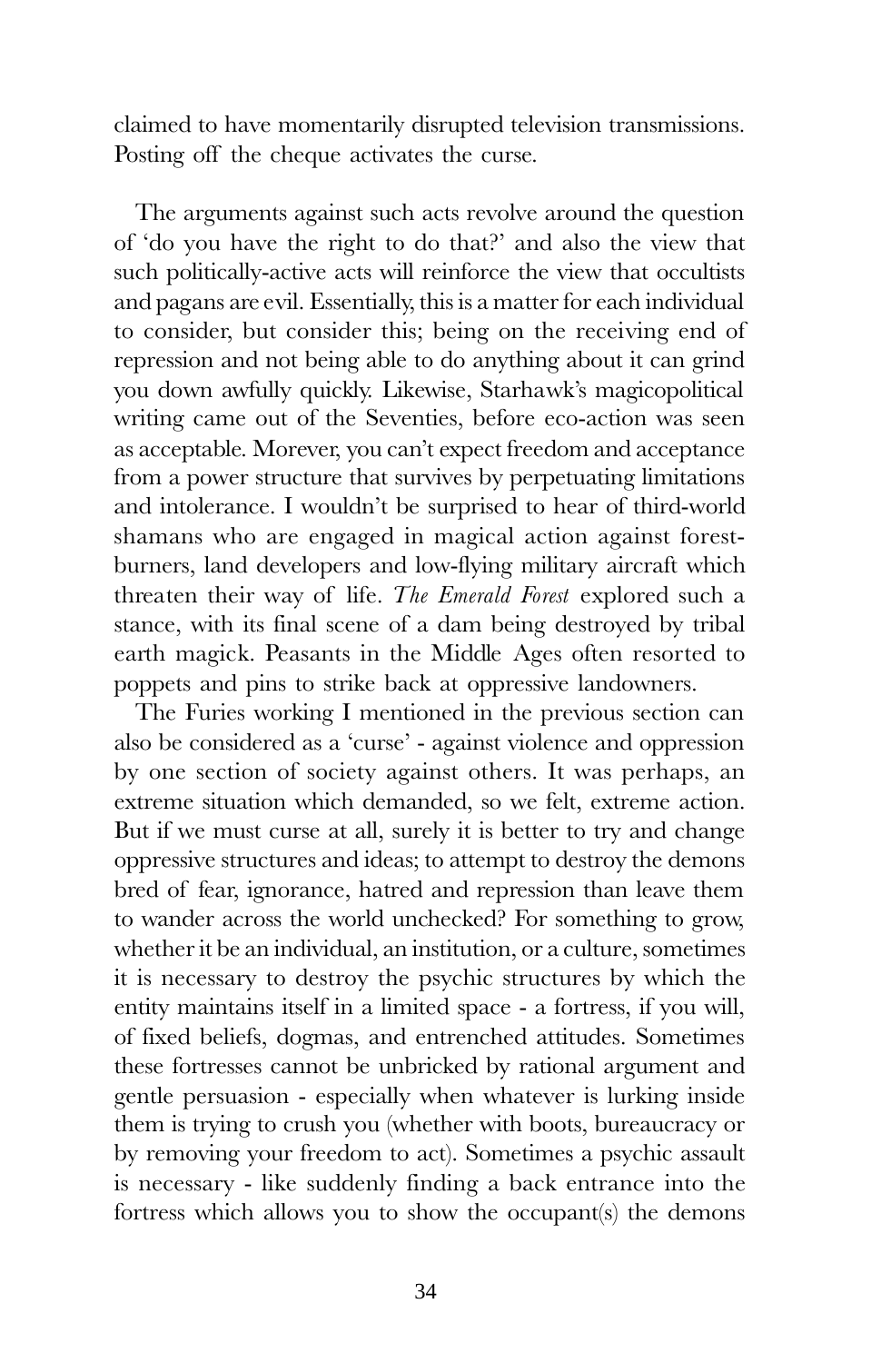claimed to have momentarily disrupted television transmissions. Posting off the cheque activates the curse.

The arguments against such acts revolve around the question of 'do you have the right to do that?' and also the view that such politically-active acts will reinforce the view that occultists and pagans are evil. Essentially, this is a matter for each individual to consider, but consider this; being on the receiving end of repression and not being able to do anything about it can grind you down awfully quickly. Likewise, Starhawk's magicopolitical writing came out of the Seventies, before eco-action was seen as acceptable. Morever, you can't expect freedom and acceptance from a power structure that survives by perpetuating limitations and intolerance. I wouldn't be surprised to hear of third-world shamans who are engaged in magical action against forest-burners, land developers and low-flying military aircraft which threaten their way of life. *The Emerald Forest* explored such a stance, with its final scene of a dam being destroyed by tribal earth magick. Peasants in the Middle Ages often resorted to poppets and pins to strike back at oppressive landowners.

The Furies working I mentioned in the previous section can also be considered as a 'curse' - against violence and oppression by one section of society against others. It was perhaps, an extreme situation which demanded, so we felt, extreme action. But if we must curse at all, surely it is better to try and change oppressive structures and ideas; to attempt to destroy the demons bred of fear, ignorance, hatred and repression than leave them to wander across the world unchecked? For something to grow, whether it be an individual, an institution, or a culture, sometimes it is necessary to destroy the psychic structures by which the entity maintains itself in a limited space - a fortress, if you will, of fixed beliefs, dogmas, and entrenched attitudes. Sometimes these fortresses cannot be unbricked by rational argument and gentle persuasion - especially when whatever is lurking inside them is trying to crush you (whether with boots, bureaucracy or by removing your freedom to act). Sometimes a psychic assault is necessary - like suddenly finding a back entrance into the fortress which allows you to show the occupant(s) the demons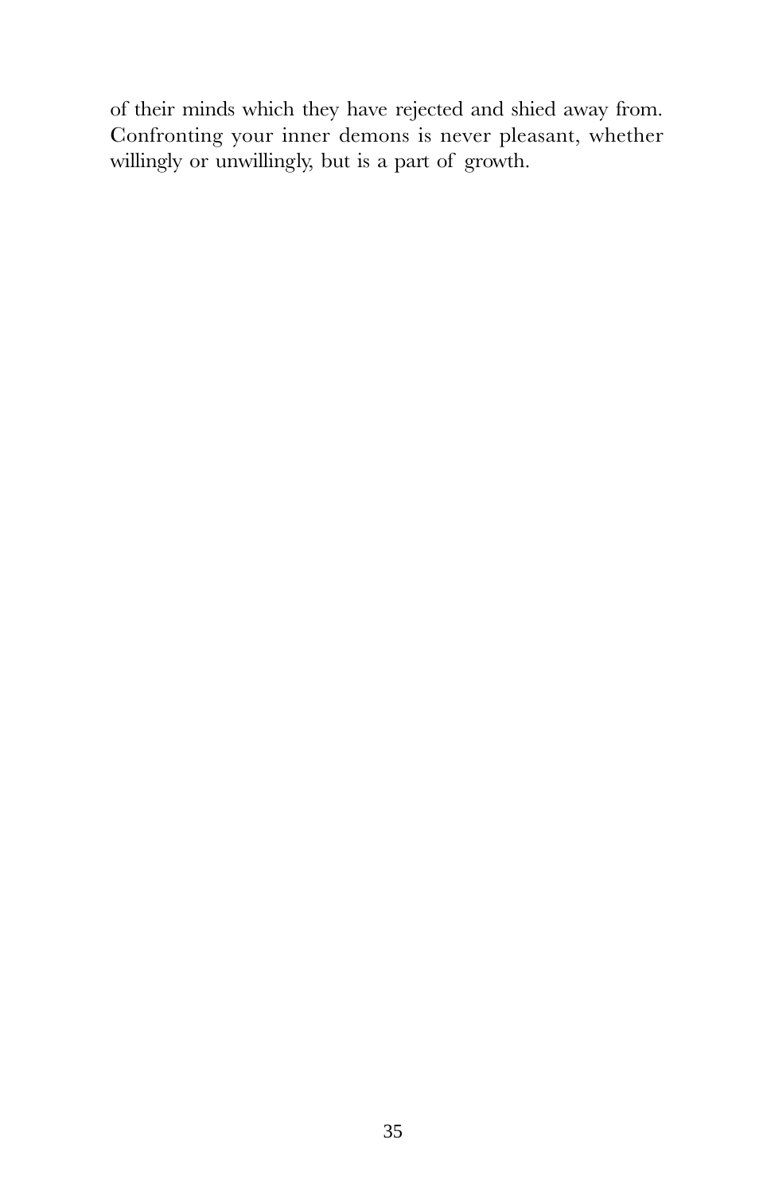of their minds which they have rejected and shied away from. Confronting your inner demons is never pleasant, whether willingly or unwillingly, but is a part of growth.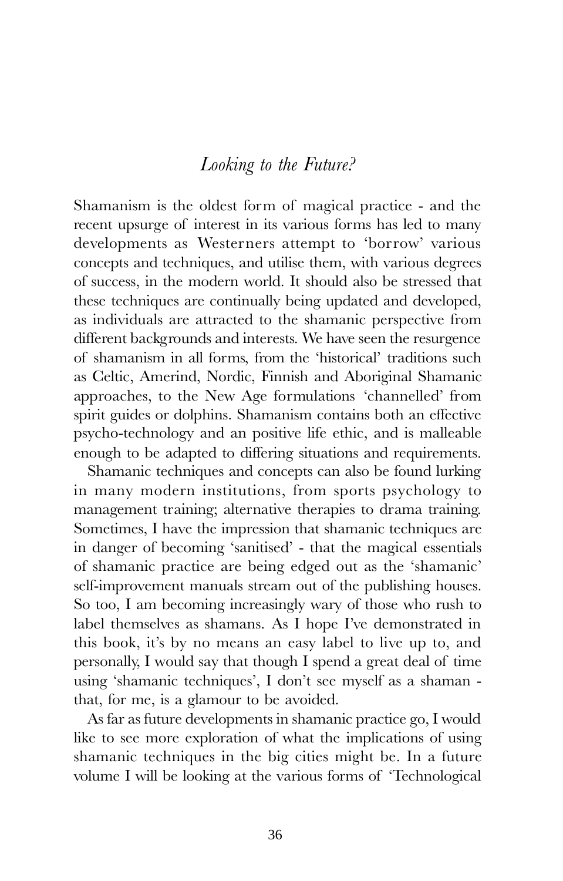## *Looking to the Future?*

Shamanism is the oldest form of magical practice - and the recent upsurge of interest in its various forms has led to many developments as Westerners attempt to 'borrow' various concepts and techniques, and utilise them, with various degrees of success, in the modern world. It should also be stressed that these techniques are continually being updated and developed, as individuals are attracted to the shamanic perspective from different backgrounds and interests. We have seen the resurgence of shamanism in all forms, from the 'historical' traditions such as Celtic, Amerind, Nordic, Finnish and Aboriginal Shamanic approaches, to the New Age formulations 'channelled' from spirit guides or dolphins. Shamanism contains both an effective psycho-technology and an positive life ethic, and is malleable enough to be adapted to differing situations and requirements.

Shamanic techniques and concepts can also be found lurking in many modern institutions, from sports psychology to management training; alternative therapies to drama training. Sometimes, I have the impression that shamanic techniques are in danger of becoming 'sanitised' - that the magical essentials of shamanic practice are being edged out as the 'shamanic' self-improvement manuals stream out of the publishing houses. So too, I am becoming increasingly wary of those who rush to label themselves as shamans. As I hope I've demonstrated in this book, it's by no means an easy label to live up to, and personally, I would say that though I spend a great deal of time using 'shamanic techniques', I don't see myself as a shaman - that, for me, is a glamour to be avoided.

As far as future developments in shamanic practice go, I would like to see more exploration of what the implications of using shamanic techniques in the big cities might be. In a future volume I will be looking at the various forms of 'Technological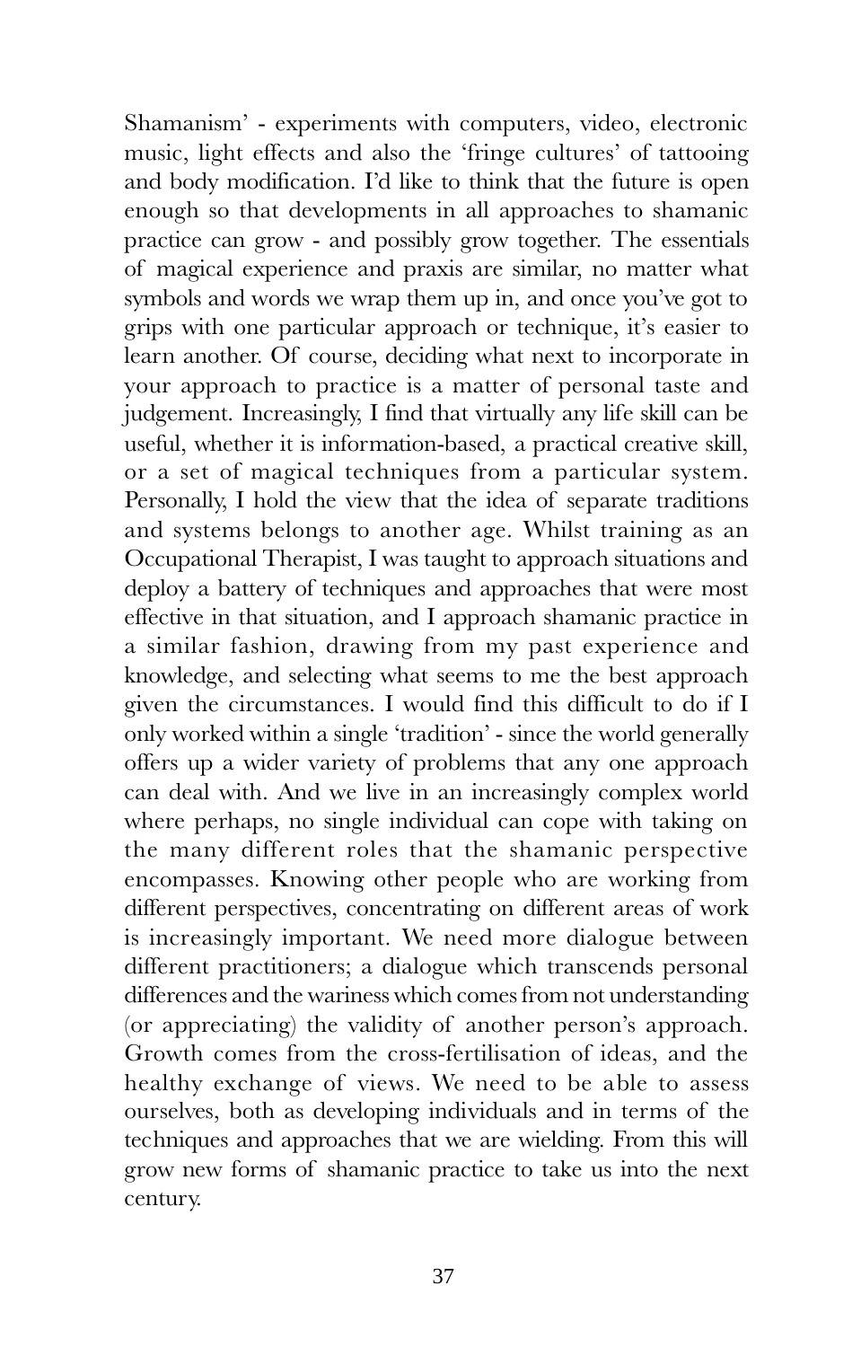Shamanism' - experiments with computers, video, electronic music, light effects and also the 'fringe cultures' of tattooing and body modification. I'd like to think that the future is open enough so that developments in all approaches to shamanic practice can grow - and possibly grow together. The essentials of magical experience and praxis are similar, no matter what symbols and words we wrap them up in, and once you've got to grips with one particular approach or technique, it's easier to learn another. Of course, deciding what next to incorporate in your approach to practice is a matter of personal taste and judgement. Increasingly, I find that virtually any life skill can be useful, whether it is information-based, a practical creative skill, or a set of magical techniques from a particular system. Personally, I hold the view that the idea of separate traditions and systems belongs to another age. Whilst training as an Occupational Therapist, I was taught to approach situations and deploy a battery of techniques and approaches that were most effective in that situation, and I approach shamanic practice in a similar fashion, drawing from my past experience and knowledge, and selecting what seems to me the best approach given the circumstances. I would find this difficult to do if I only worked within a single 'tradition' - since the world generally offers up a wider variety of problems that any one approach can deal with. And we live in an increasingly complex world where perhaps, no single individual can cope with taking on the many different roles that the shamanic perspective encompasses. Knowing other people who are working from different perspectives, concentrating on different areas of work is increasingly important. We need more dialogue between different practitioners; a dialogue which transcends personal differences and the wariness which comes from not understanding (or appreciating) the validity of another person's approach. Growth comes from the cross-fertilisation of ideas, and the healthy exchange of views. We need to be able to assess ourselves, both as developing individuals and in terms of the techniques and approaches that we are wielding. From this will grow new forms of shamanic practice to take us into the next century.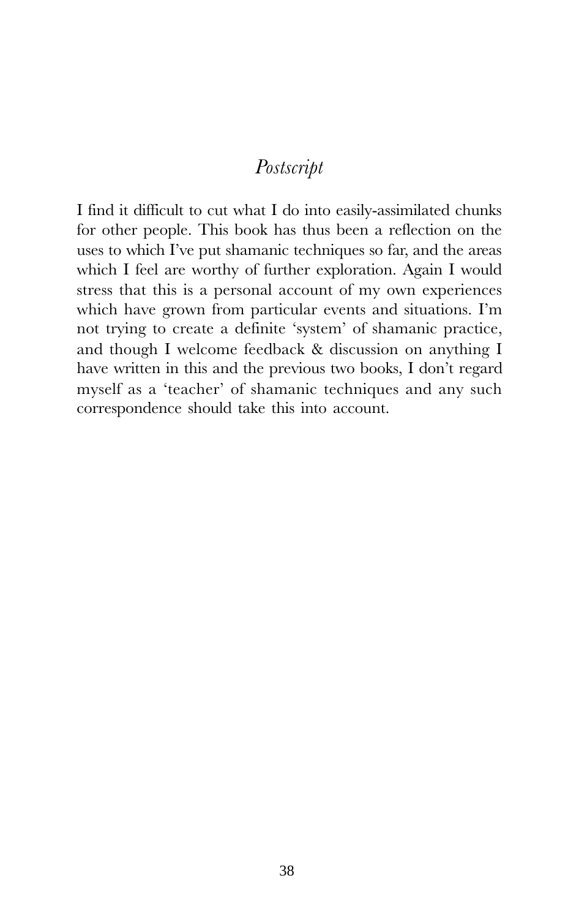# *Postscript*

I find it difficult to cut what I do into easily-assimilated chunks for other people. This book has thus been a reflection on the uses to which I've put shamanic techniques so far, and the areas which I feel are worthy of further exploration. Again I would stress that this is a personal account of my own experiences which have grown from particular events and situations. I'm not trying to create a definite 'system' of shamanic practice, and though I welcome feedback & discussion on anything I have written in this and the previous two books, I don't regard myself as a 'teacher' of shamanic techniques and any such correspondence should take this into account.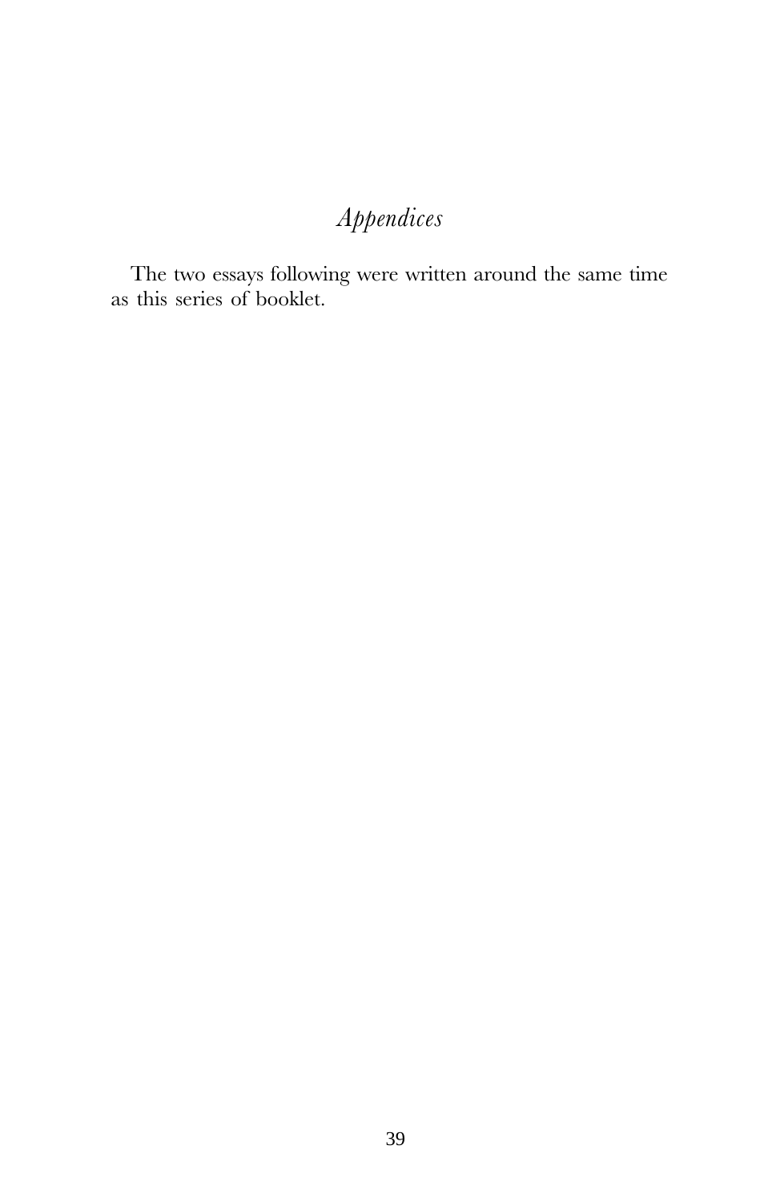# *Appendices*

The two essays following were written around the same time as this series of booklet.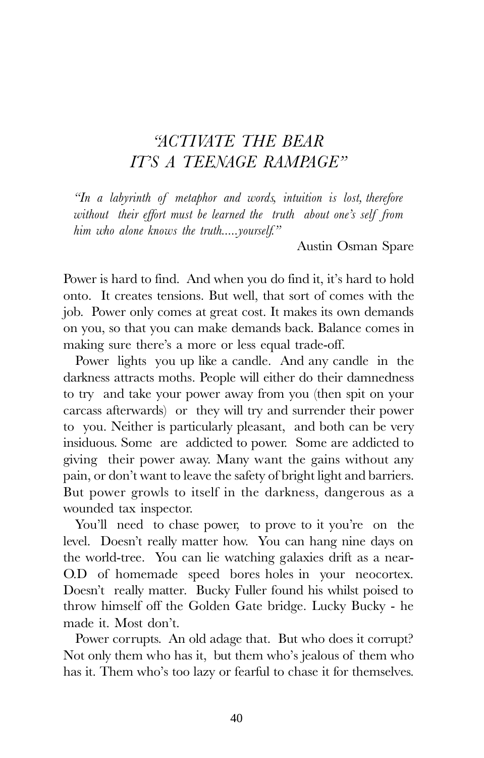# *"ACTIVATE THE BEAR IT'S A TEENAGE RAMPAGE"*

> *"In a labyrinth of metaphor and words, intuition is lost, therefore without their effort must be learned the truth about one's self from him who alone knows the truth.....yourself."*
>
> Austin Osman Spare

Power is hard to find. And when you do find it, it's hard to hold onto. It creates tensions. But well, that sort of comes with the job. Power only comes at great cost. It makes its own demands on you, so that you can make demands back. Balance comes in making sure there's a more or less equal trade-off.

Power lights you up like a candle. And any candle in the darkness attracts moths. People will either do their damnedness to try and take your power away from you (then spit on your carcass afterwards) or they will try and surrender their power to you. Neither is particularly pleasant, and both can be very insiduous. Some are addicted to power. Some are addicted to giving their power away. Many want the gains without any pain, or don't want to leave the safety of bright light and barriers. But power growls to itself in the darkness, dangerous as a wounded tax inspector.

You'll need to chase power, to prove to it you're on the level. Doesn't really matter how. You can hang nine days on the world-tree. You can lie watching galaxies drift as a near-O.D of homemade speed bores holes in your neocortex. Doesn't really matter. Bucky Fuller found his whilst poised to throw himself off the Golden Gate bridge. Lucky Bucky - he made it. Most don't.

Power corrupts. An old adage that. But who does it corrupt? Not only them who has it, but them who's jealous of them who has it. Them who's too lazy or fearful to chase it for themselves.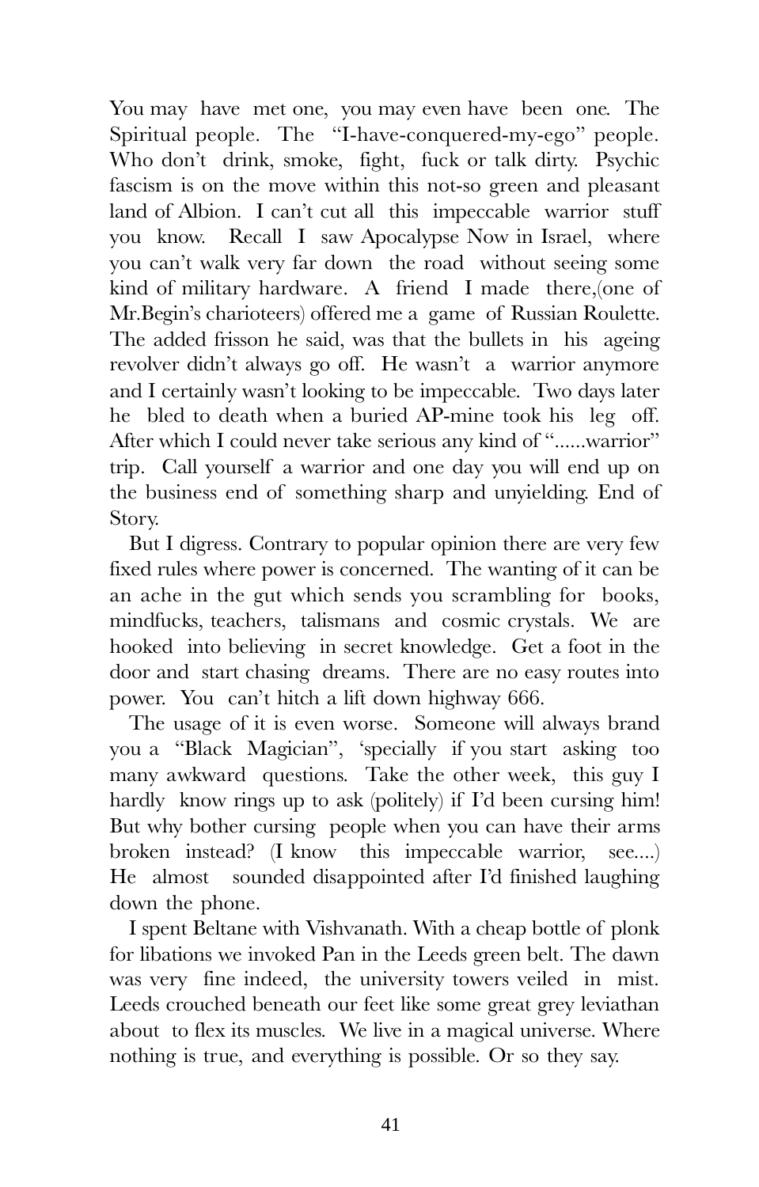You may have met one, you may even have been one. The Spiritual people. The "I-have-conquered-my-ego" people. Who don't drink, smoke, fight, fuck or talk dirty. Psychic fascism is on the move within this not-so green and pleasant land of Albion. I can't cut all this impeccable warrior stuff you know. Recall I saw Apocalypse Now in Israel, where you can't walk very far down the road without seeing some kind of military hardware. A friend I made there,(one of Mr.Begin's charioteers) offered me a game of Russian Roulette. The added frisson he said, was that the bullets in his ageing revolver didn't always go off. He wasn't a warrior anymore and I certainly wasn't looking to be impeccable. Two days later he bled to death when a buried AP-mine took his leg off. After which I could never take serious any kind of "......warrior" trip. Call yourself a warrior and one day you will end up on the business end of something sharp and unyielding. End of Story.

But I digress. Contrary to popular opinion there are very few fixed rules where power is concerned. The wanting of it can be an ache in the gut which sends you scrambling for books, mindfucks, teachers, talismans and cosmic crystals. We are hooked into believing in secret knowledge. Get a foot in the door and start chasing dreams. There are no easy routes into power. You can't hitch a lift down highway 666.

The usage of it is even worse. Someone will always brand you a "Black Magician", 'specially if you start asking too many awkward questions. Take the other week, this guy I hardly know rings up to ask (politely) if I'd been cursing him! But why bother cursing people when you can have their arms broken instead? (I know this impeccable warrior, see....) He almost sounded disappointed after I'd finished laughing down the phone.

I spent Beltane with Vishvanath. With a cheap bottle of plonk for libations we invoked Pan in the Leeds green belt. The dawn was very fine indeed, the university towers veiled in mist. Leeds crouched beneath our feet like some great grey leviathan about to flex its muscles. We live in a magical universe. Where nothing is true, and everything is possible. Or so they say.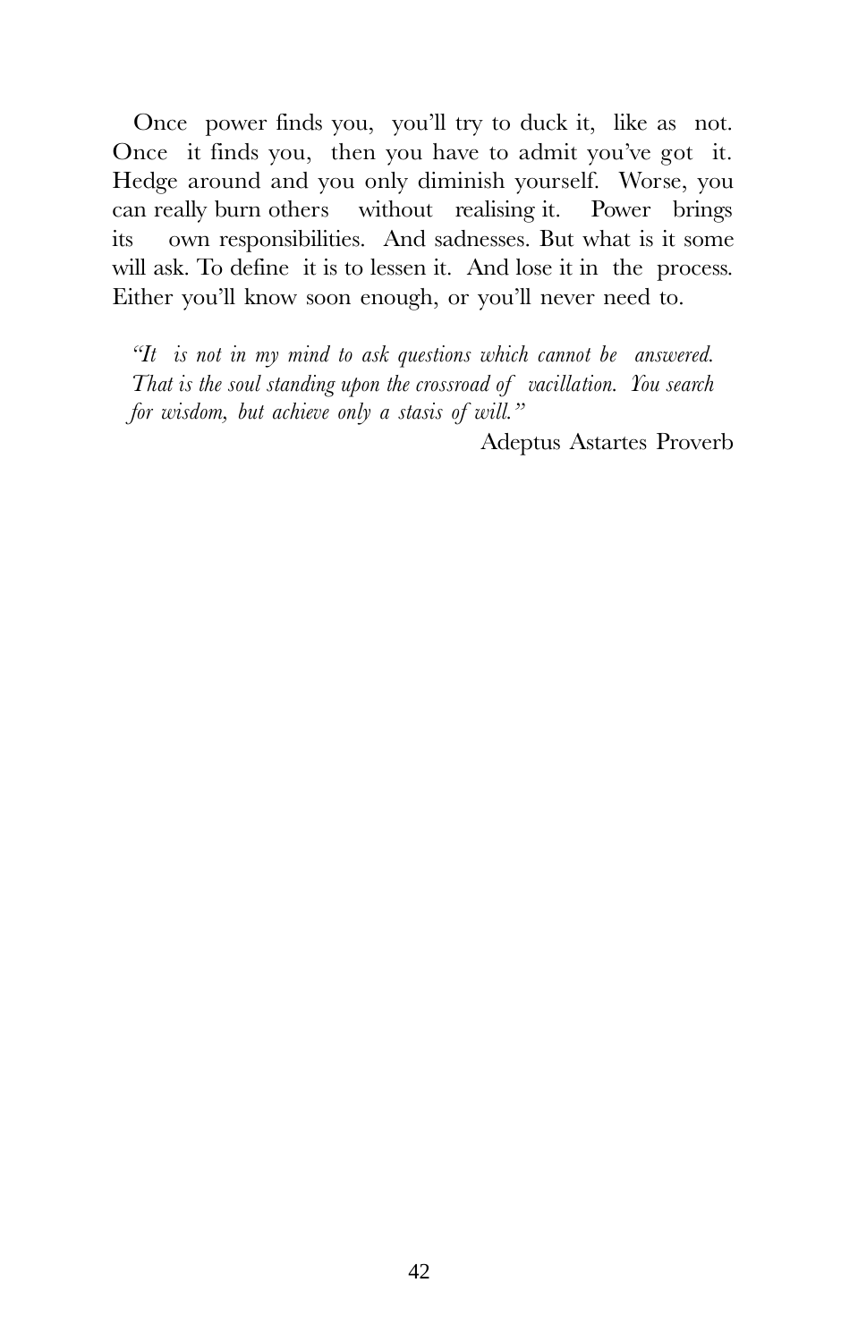Once power finds you, you'll try to duck it, like as not. Once it finds you, then you have to admit you've got it. Hedge around and you only diminish yourself. Worse, you can really burn others without realising it. Power brings its own responsibilities. And sadnesses. But what is it some will ask. To define it is to lessen it. And lose it in the process. Either you'll know soon enough, or you'll never need to.

> *"It is not in my mind to ask questions which cannot be answered. That is the soul standing upon the crossroad of vacillation. You search for wisdom, but achieve only a stasis of will."*
>
> Adeptus Astartes Proverb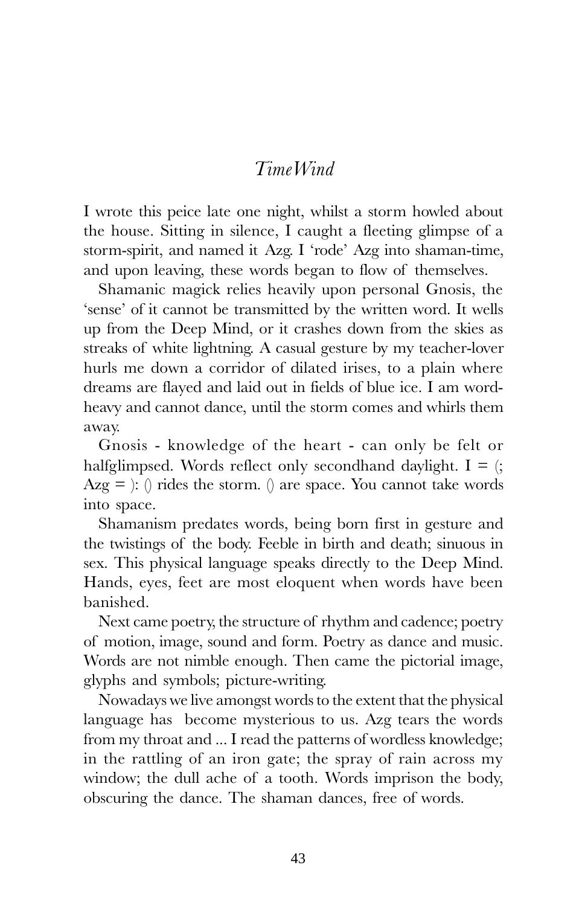# *TimeWind*

I wrote this peice late one night, whilst a storm howled about the house. Sitting in silence, I caught a fleeting glimpse of a storm-spirit, and named it Azg. I 'rode' Azg into shaman-time, and upon leaving, these words began to flow of themselves.

Shamanic magick relies heavily upon personal Gnosis, the 'sense' of it cannot be transmitted by the written word. It wells up from the Deep Mind, or it crashes down from the skies as streaks of white lightning. A casual gesture by my teacher-lover hurls me down a corridor of dilated irises, to a plain where dreams are flayed and laid out in fields of blue ice. I am word-heavy and cannot dance, until the storm comes and whirls them away.

Gnosis - knowledge of the heart - can only be felt or halfglimpsed. Words reflect only secondhand daylight. I = (; Azg = ): () rides the storm. () are space. You cannot take words into space.

Shamanism predates words, being born first in gesture and the twistings of the body. Feeble in birth and death; sinuous in sex. This physical language speaks directly to the Deep Mind. Hands, eyes, feet are most eloquent when words have been banished.

Next came poetry, the structure of rhythm and cadence; poetry of motion, image, sound and form. Poetry as dance and music. Words are not nimble enough. Then came the pictorial image, glyphs and symbols; picture-writing.

Nowadays we live amongst words to the extent that the physical language has become mysterious to us. Azg tears the words from my throat and ... I read the patterns of wordless knowledge; in the rattling of an iron gate; the spray of rain across my window; the dull ache of a tooth. Words imprison the body, obscuring the dance. The shaman dances, free of words.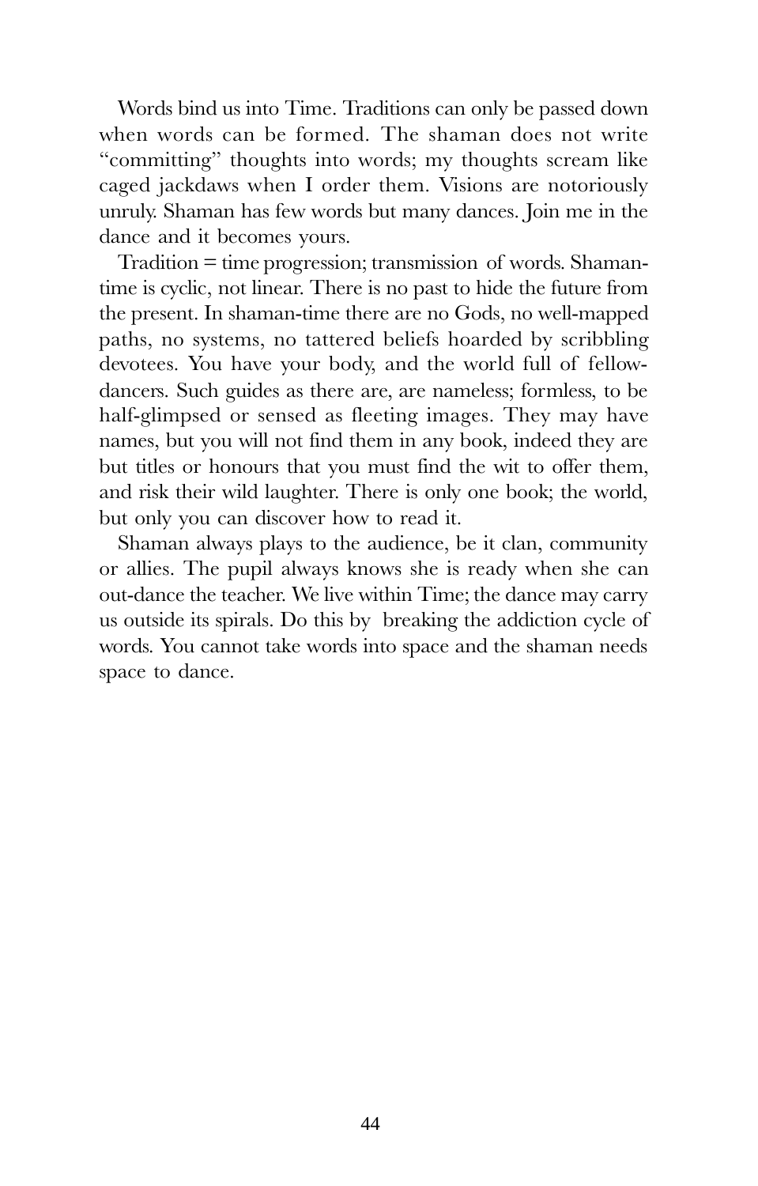Words bind us into Time. Traditions can only be passed down when words can be formed. The shaman does not write "committing" thoughts into words; my thoughts scream like caged jackdaws when I order them. Visions are notoriously unruly. Shaman has few words but many dances. Join me in the dance and it becomes yours.

Tradition = time progression; transmission of words. Shaman-time is cyclic, not linear. There is no past to hide the future from the present. In shaman-time there are no Gods, no well-mapped paths, no systems, no tattered beliefs hoarded by scribbling devotees. You have your body, and the world full of fellow-dancers. Such guides as there are, are nameless; formless, to be half-glimpsed or sensed as fleeting images. They may have names, but you will not find them in any book, indeed they are but titles or honours that you must find the wit to offer them, and risk their wild laughter. There is only one book; the world, but only you can discover how to read it.

Shaman always plays to the audience, be it clan, community or allies. The pupil always knows she is ready when she can out-dance the teacher. We live within Time; the dance may carry us outside its spirals. Do this by breaking the addiction cycle of words. You cannot take words into space and the shaman needs space to dance.